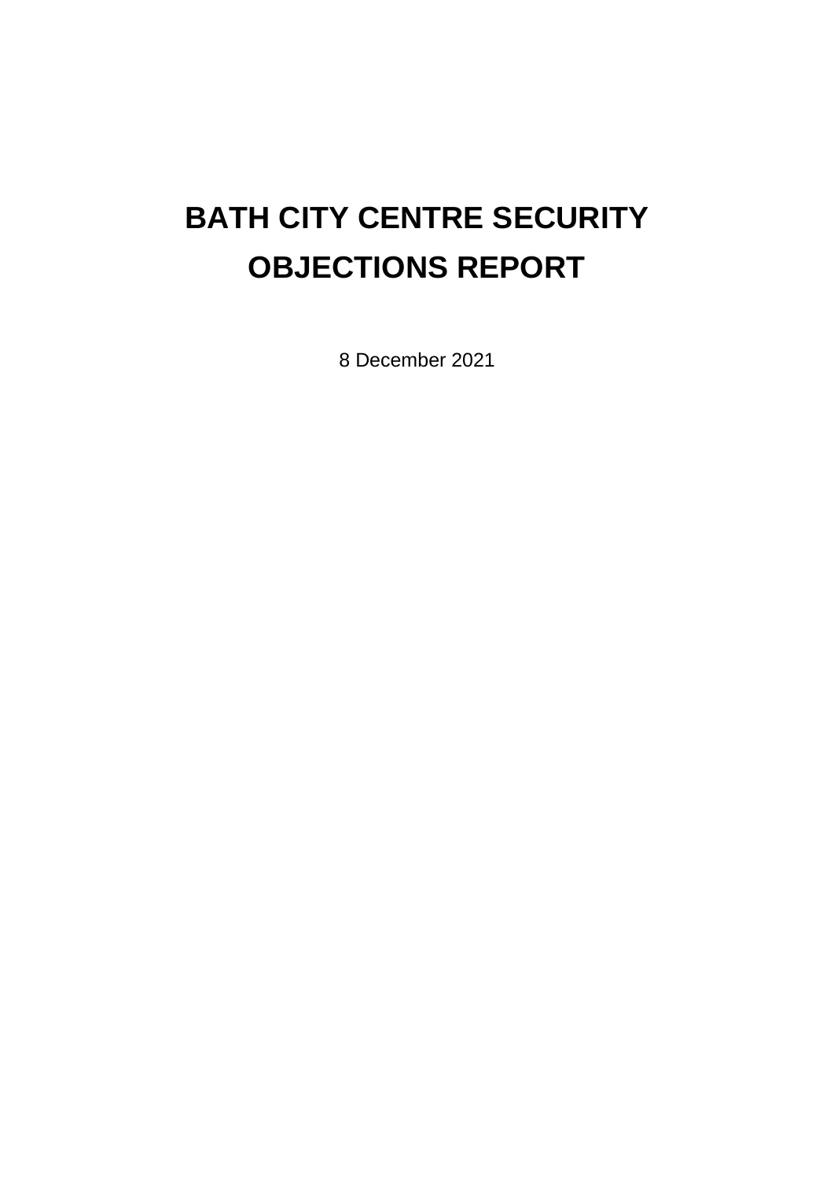# BATH CITY CENTRE SECURITY OBJECTIONS REPORT

8 December 2021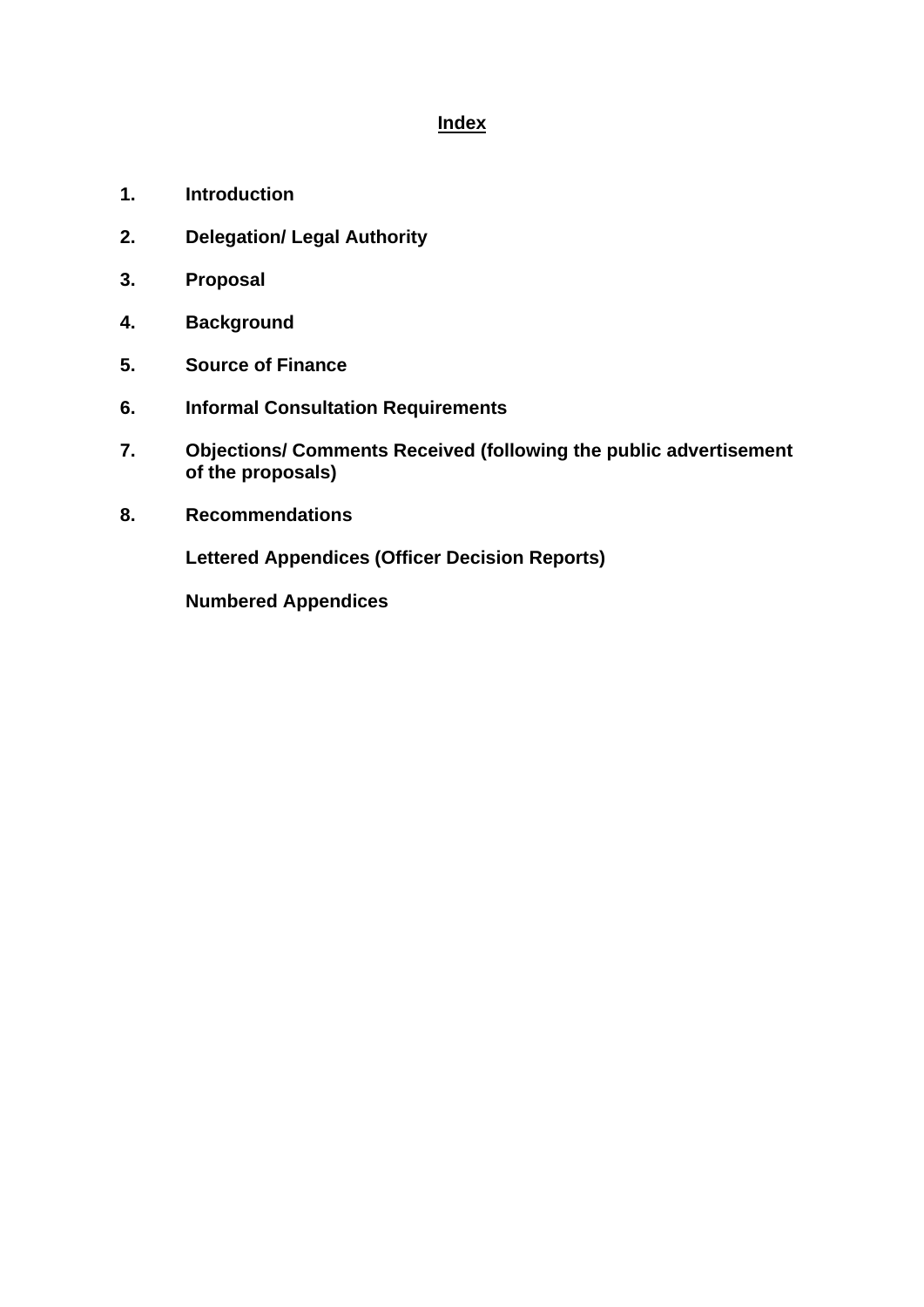## Index

1. **Introduction**
2. **Delegation/ Legal Authority**
3. **Proposal**
4. **Background**
5. **Source of Finance**
6. **Informal Consultation Requirements**
7. **Objections/ Comments Received (following the public advertisement of the proposals)**
8. **Recommendations**

**Lettered Appendices (Officer Decision Reports)**

**Numbered Appendices**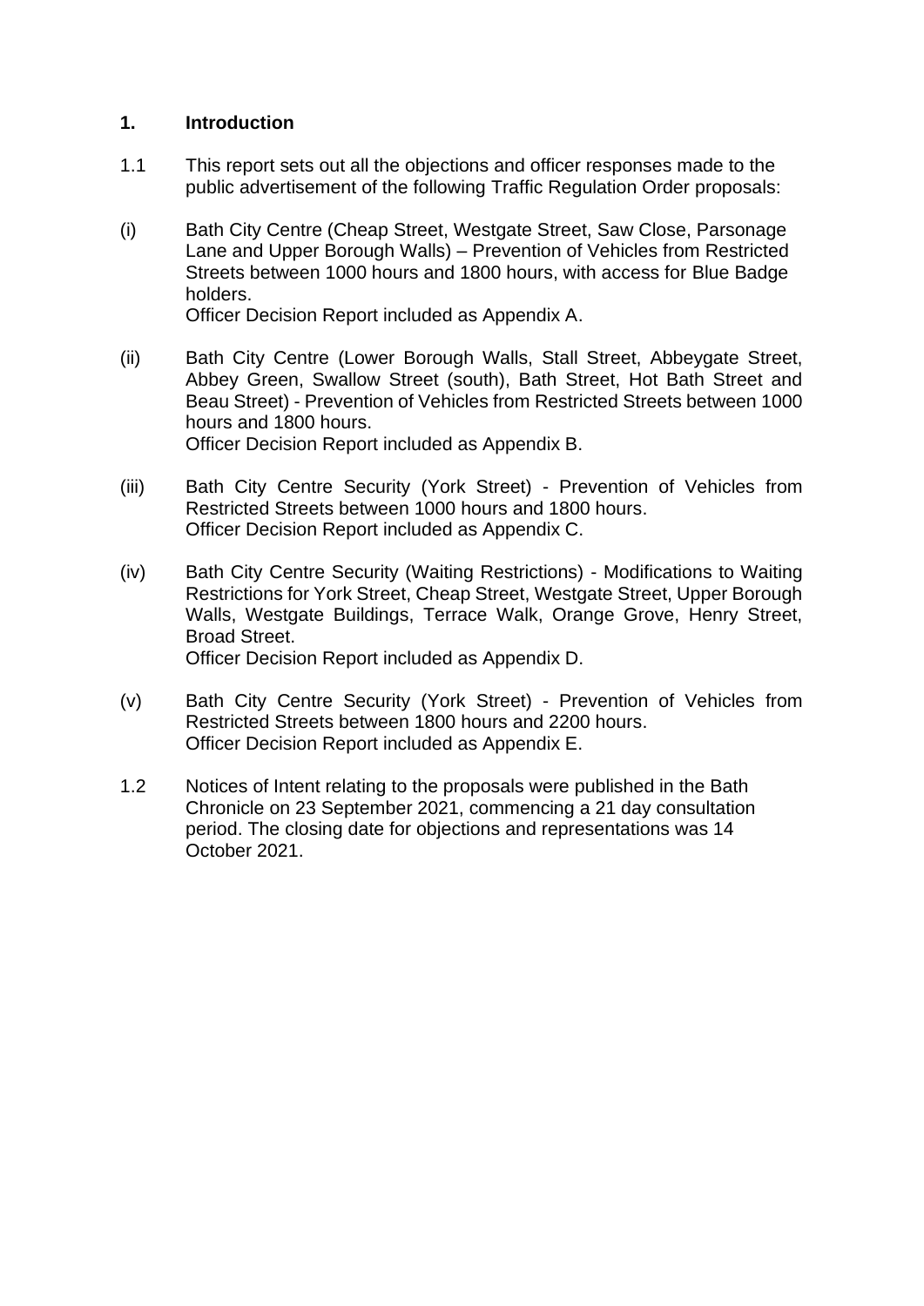## 1. Introduction

1.1 This report sets out all the objections and officer responses made to the public advertisement of the following Traffic Regulation Order proposals:

(i) Bath City Centre (Cheap Street, Westgate Street, Saw Close, Parsonage Lane and Upper Borough Walls) – Prevention of Vehicles from Restricted Streets between 1000 hours and 1800 hours, with access for Blue Badge holders.
Officer Decision Report included as Appendix A.

(ii) Bath City Centre (Lower Borough Walls, Stall Street, Abbeygate Street, Abbey Green, Swallow Street (south), Bath Street, Hot Bath Street and Beau Street) - Prevention of Vehicles from Restricted Streets between 1000 hours and 1800 hours.
Officer Decision Report included as Appendix B.

(iii) Bath City Centre Security (York Street) - Prevention of Vehicles from Restricted Streets between 1000 hours and 1800 hours.
Officer Decision Report included as Appendix C.

(iv) Bath City Centre Security (Waiting Restrictions) - Modifications to Waiting Restrictions for York Street, Cheap Street, Westgate Street, Upper Borough Walls, Westgate Buildings, Terrace Walk, Orange Grove, Henry Street, Broad Street.
Officer Decision Report included as Appendix D.

(v) Bath City Centre Security (York Street) - Prevention of Vehicles from Restricted Streets between 1800 hours and 2200 hours.
Officer Decision Report included as Appendix E.

1.2 Notices of Intent relating to the proposals were published in the Bath Chronicle on 23 September 2021, commencing a 21 day consultation period. The closing date for objections and representations was 14 October 2021.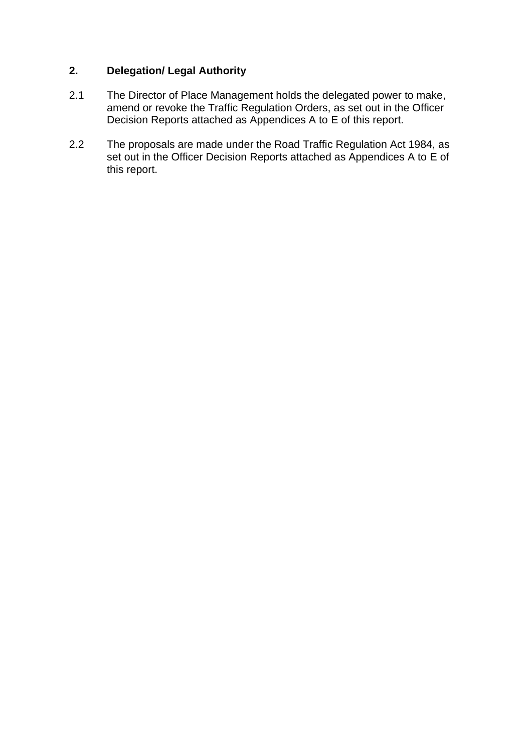## 2. Delegation/ Legal Authority

2.1 The Director of Place Management holds the delegated power to make, amend or revoke the Traffic Regulation Orders, as set out in the Officer Decision Reports attached as Appendices A to E of this report.

2.2 The proposals are made under the Road Traffic Regulation Act 1984, as set out in the Officer Decision Reports attached as Appendices A to E of this report.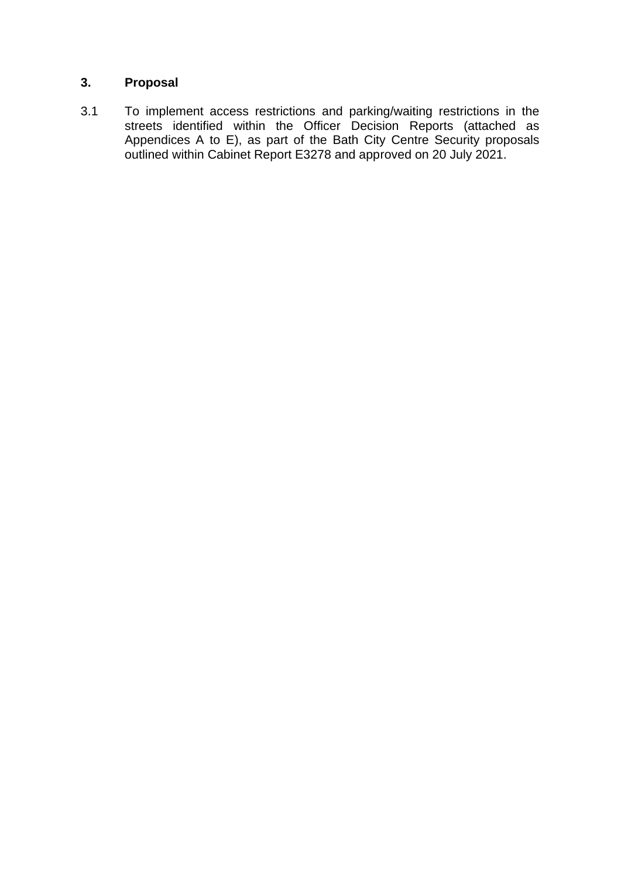## 3. Proposal

3.1 To implement access restrictions and parking/waiting restrictions in the streets identified within the Officer Decision Reports (attached as Appendices A to E), as part of the Bath City Centre Security proposals outlined within Cabinet Report E3278 and approved on 20 July 2021.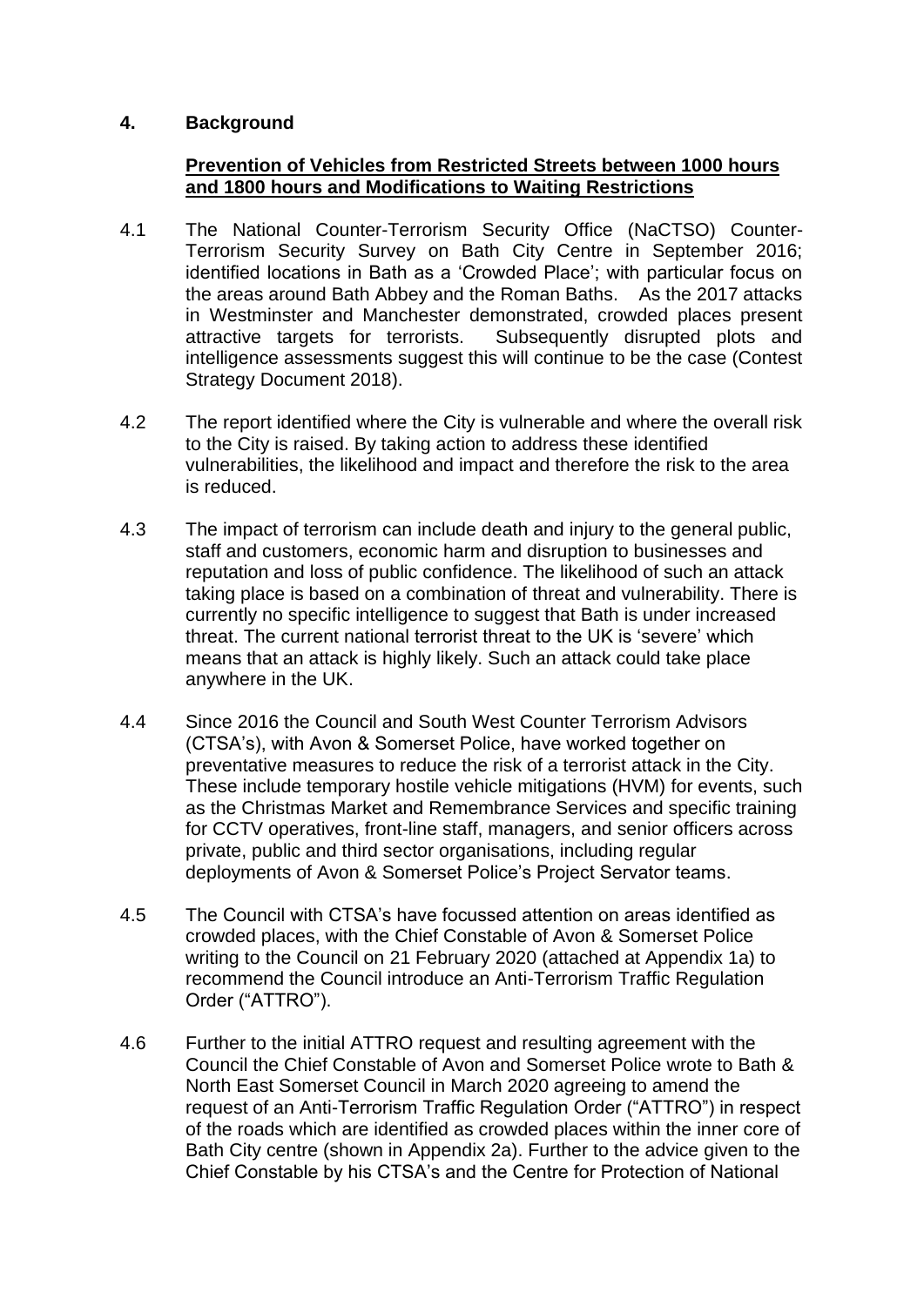## 4. Background

**Prevention of Vehicles from Restricted Streets between 1000 hours and 1800 hours and Modifications to Waiting Restrictions**

4.1 The National Counter-Terrorism Security Office (NaCTSO) Counter-Terrorism Security Survey on Bath City Centre in September 2016; identified locations in Bath as a 'Crowded Place'; with particular focus on the areas around Bath Abbey and the Roman Baths. As the 2017 attacks in Westminster and Manchester demonstrated, crowded places present attractive targets for terrorists. Subsequently disrupted plots and intelligence assessments suggest this will continue to be the case (Contest Strategy Document 2018).

4.2 The report identified where the City is vulnerable and where the overall risk to the City is raised. By taking action to address these identified vulnerabilities, the likelihood and impact and therefore the risk to the area is reduced.

4.3 The impact of terrorism can include death and injury to the general public, staff and customers, economic harm and disruption to businesses and reputation and loss of public confidence. The likelihood of such an attack taking place is based on a combination of threat and vulnerability. There is currently no specific intelligence to suggest that Bath is under increased threat. The current national terrorist threat to the UK is 'severe' which means that an attack is highly likely. Such an attack could take place anywhere in the UK.

4.4 Since 2016 the Council and South West Counter Terrorism Advisors (CTSA's), with Avon & Somerset Police, have worked together on preventative measures to reduce the risk of a terrorist attack in the City. These include temporary hostile vehicle mitigations (HVM) for events, such as the Christmas Market and Remembrance Services and specific training for CCTV operatives, front-line staff, managers, and senior officers across private, public and third sector organisations, including regular deployments of Avon & Somerset Police's Project Servator teams.

4.5 The Council with CTSA's have focussed attention on areas identified as crowded places, with the Chief Constable of Avon & Somerset Police writing to the Council on 21 February 2020 (attached at Appendix 1a) to recommend the Council introduce an Anti-Terrorism Traffic Regulation Order ("ATTRO").

4.6 Further to the initial ATTRO request and resulting agreement with the Council the Chief Constable of Avon and Somerset Police wrote to Bath & North East Somerset Council in March 2020 agreeing to amend the request of an Anti-Terrorism Traffic Regulation Order ("ATTRO") in respect of the roads which are identified as crowded places within the inner core of Bath City centre (shown in Appendix 2a). Further to the advice given to the Chief Constable by his CTSA's and the Centre for Protection of National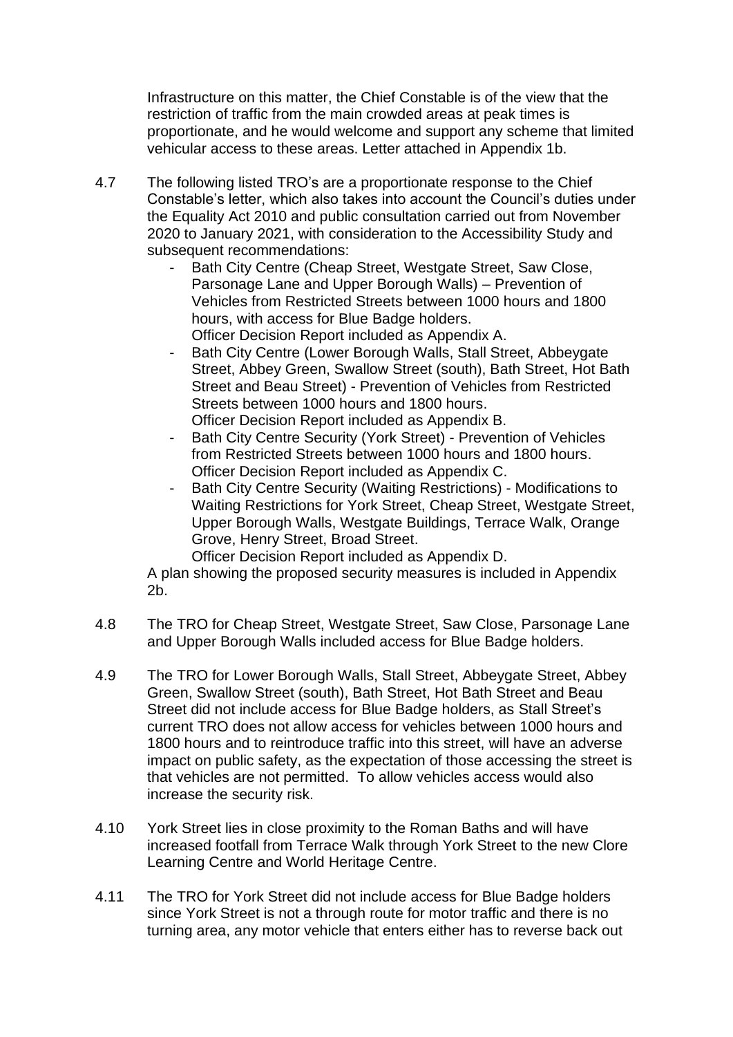Infrastructure on this matter, the Chief Constable is of the view that the restriction of traffic from the main crowded areas at peak times is proportionate, and he would welcome and support any scheme that limited vehicular access to these areas. Letter attached in Appendix 1b.

4.7 The following listed TRO's are a proportionate response to the Chief Constable's letter, which also takes into account the Council's duties under the Equality Act 2010 and public consultation carried out from November 2020 to January 2021, with consideration to the Accessibility Study and subsequent recommendations:

- Bath City Centre (Cheap Street, Westgate Street, Saw Close, Parsonage Lane and Upper Borough Walls) – Prevention of Vehicles from Restricted Streets between 1000 hours and 1800 hours, with access for Blue Badge holders.
  Officer Decision Report included as Appendix A.
- Bath City Centre (Lower Borough Walls, Stall Street, Abbeygate Street, Abbey Green, Swallow Street (south), Bath Street, Hot Bath Street and Beau Street) - Prevention of Vehicles from Restricted Streets between 1000 hours and 1800 hours.
  Officer Decision Report included as Appendix B.
- Bath City Centre Security (York Street) - Prevention of Vehicles from Restricted Streets between 1000 hours and 1800 hours.
  Officer Decision Report included as Appendix C.
- Bath City Centre Security (Waiting Restrictions) - Modifications to Waiting Restrictions for York Street, Cheap Street, Westgate Street, Upper Borough Walls, Westgate Buildings, Terrace Walk, Orange Grove, Henry Street, Broad Street.
  Officer Decision Report included as Appendix D.

A plan showing the proposed security measures is included in Appendix 2b.

4.8 The TRO for Cheap Street, Westgate Street, Saw Close, Parsonage Lane and Upper Borough Walls included access for Blue Badge holders.

4.9 The TRO for Lower Borough Walls, Stall Street, Abbeygate Street, Abbey Green, Swallow Street (south), Bath Street, Hot Bath Street and Beau Street did not include access for Blue Badge holders, as Stall Street's current TRO does not allow access for vehicles between 1000 hours and 1800 hours and to reintroduce traffic into this street, will have an adverse impact on public safety, as the expectation of those accessing the street is that vehicles are not permitted. To allow vehicles access would also increase the security risk.

4.10 York Street lies in close proximity to the Roman Baths and will have increased footfall from Terrace Walk through York Street to the new Clore Learning Centre and World Heritage Centre.

4.11 The TRO for York Street did not include access for Blue Badge holders since York Street is not a through route for motor traffic and there is no turning area, any motor vehicle that enters either has to reverse back out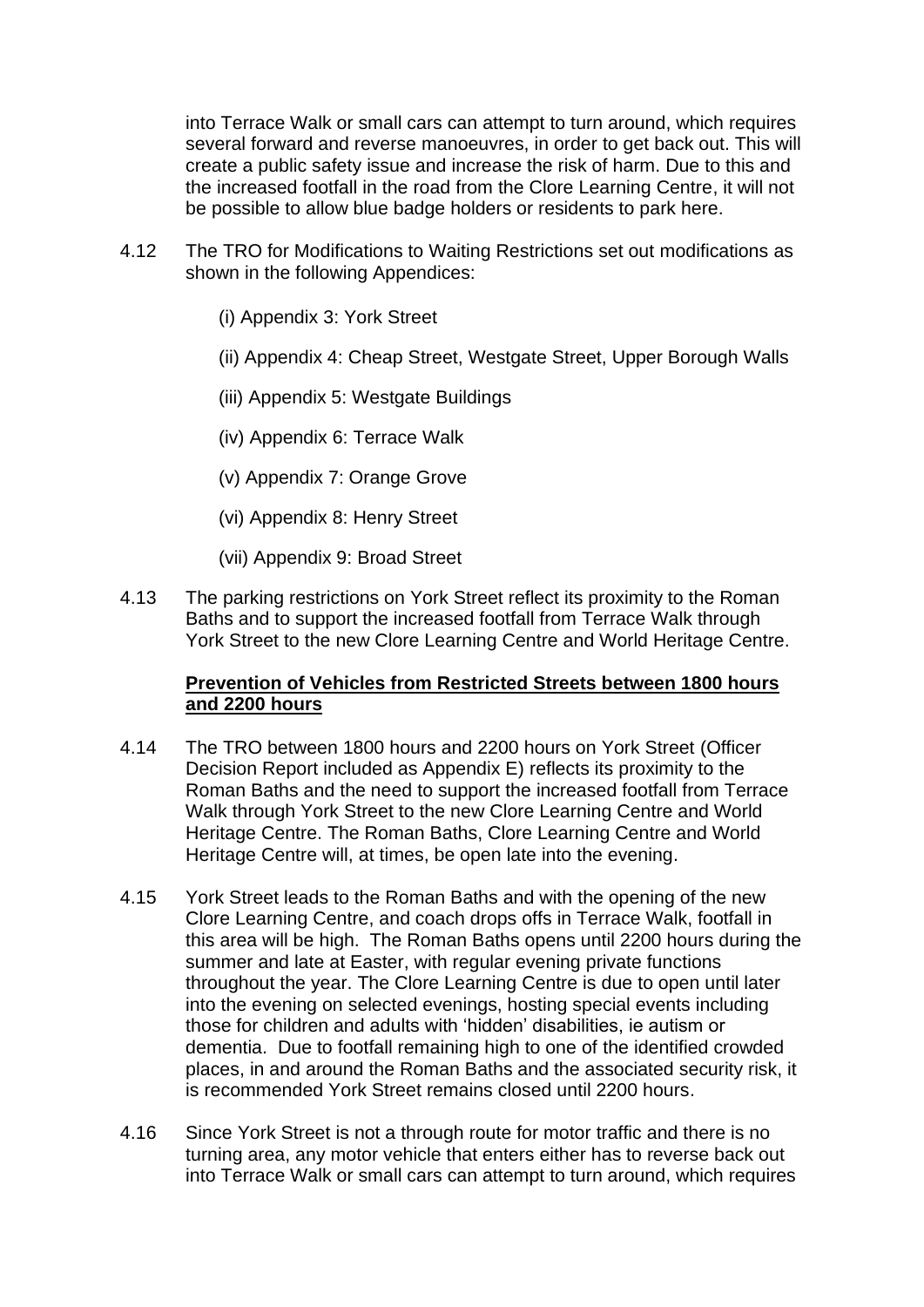into Terrace Walk or small cars can attempt to turn around, which requires several forward and reverse manoeuvres, in order to get back out. This will create a public safety issue and increase the risk of harm. Due to this and the increased footfall in the road from the Clore Learning Centre, it will not be possible to allow blue badge holders or residents to park here.

4.12 The TRO for Modifications to Waiting Restrictions set out modifications as shown in the following Appendices:

(i) Appendix 3: York Street

(ii) Appendix 4: Cheap Street, Westgate Street, Upper Borough Walls

(iii) Appendix 5: Westgate Buildings

(iv) Appendix 6: Terrace Walk

(v) Appendix 7: Orange Grove

(vi) Appendix 8: Henry Street

(vii) Appendix 9: Broad Street

4.13 The parking restrictions on York Street reflect its proximity to the Roman Baths and to support the increased footfall from Terrace Walk through York Street to the new Clore Learning Centre and World Heritage Centre.

**Prevention of Vehicles from Restricted Streets between 1800 hours and 2200 hours**

4.14 The TRO between 1800 hours and 2200 hours on York Street (Officer Decision Report included as Appendix E) reflects its proximity to the Roman Baths and the need to support the increased footfall from Terrace Walk through York Street to the new Clore Learning Centre and World Heritage Centre. The Roman Baths, Clore Learning Centre and World Heritage Centre will, at times, be open late into the evening.

4.15 York Street leads to the Roman Baths and with the opening of the new Clore Learning Centre, and coach drops offs in Terrace Walk, footfall in this area will be high. The Roman Baths opens until 2200 hours during the summer and late at Easter, with regular evening private functions throughout the year. The Clore Learning Centre is due to open until later into the evening on selected evenings, hosting special events including those for children and adults with 'hidden' disabilities, ie autism or dementia. Due to footfall remaining high to one of the identified crowded places, in and around the Roman Baths and the associated security risk, it is recommended York Street remains closed until 2200 hours.

4.16 Since York Street is not a through route for motor traffic and there is no turning area, any motor vehicle that enters either has to reverse back out into Terrace Walk or small cars can attempt to turn around, which requires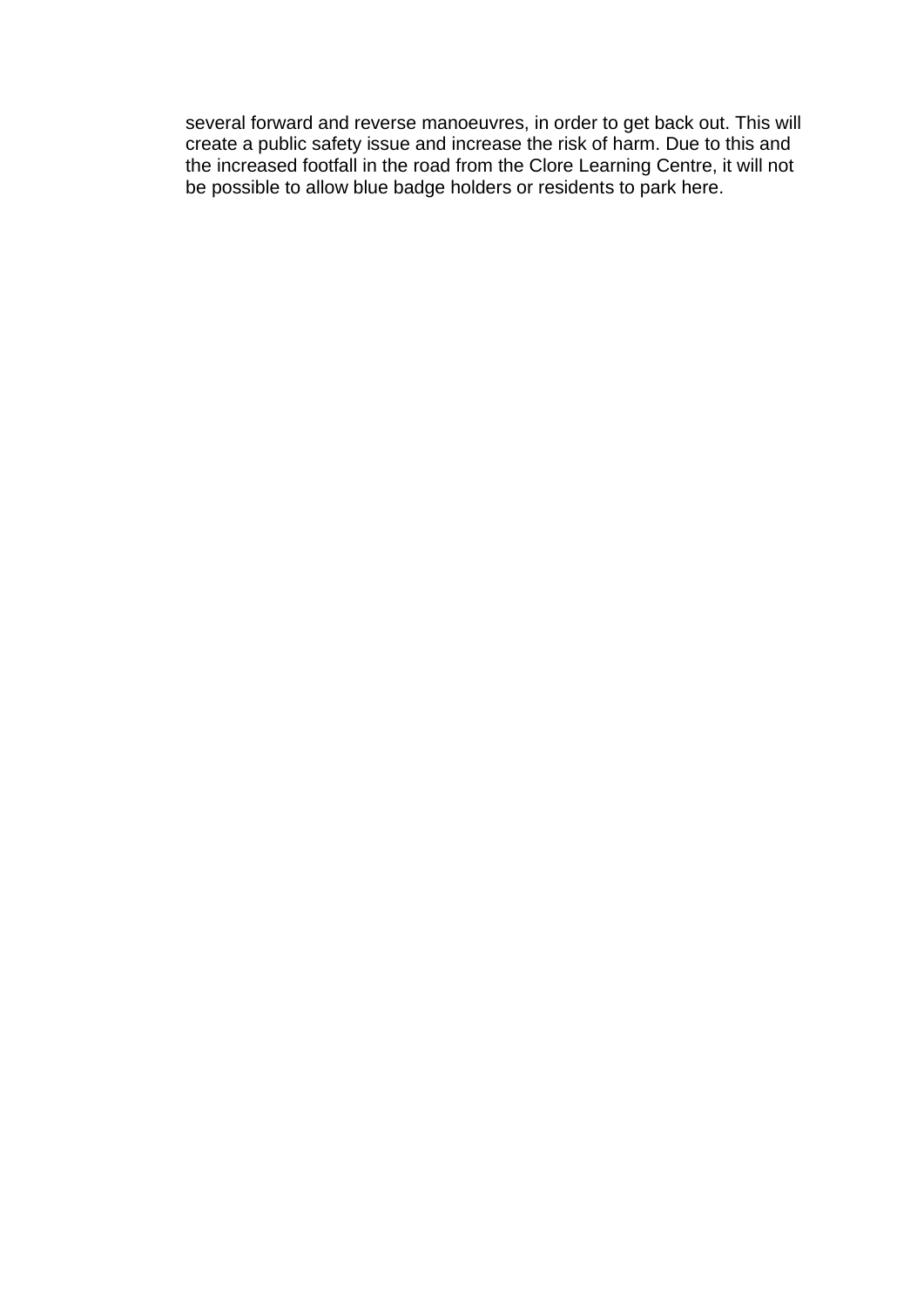several forward and reverse manoeuvres, in order to get back out. This will create a public safety issue and increase the risk of harm. Due to this and the increased footfall in the road from the Clore Learning Centre, it will not be possible to allow blue badge holders or residents to park here.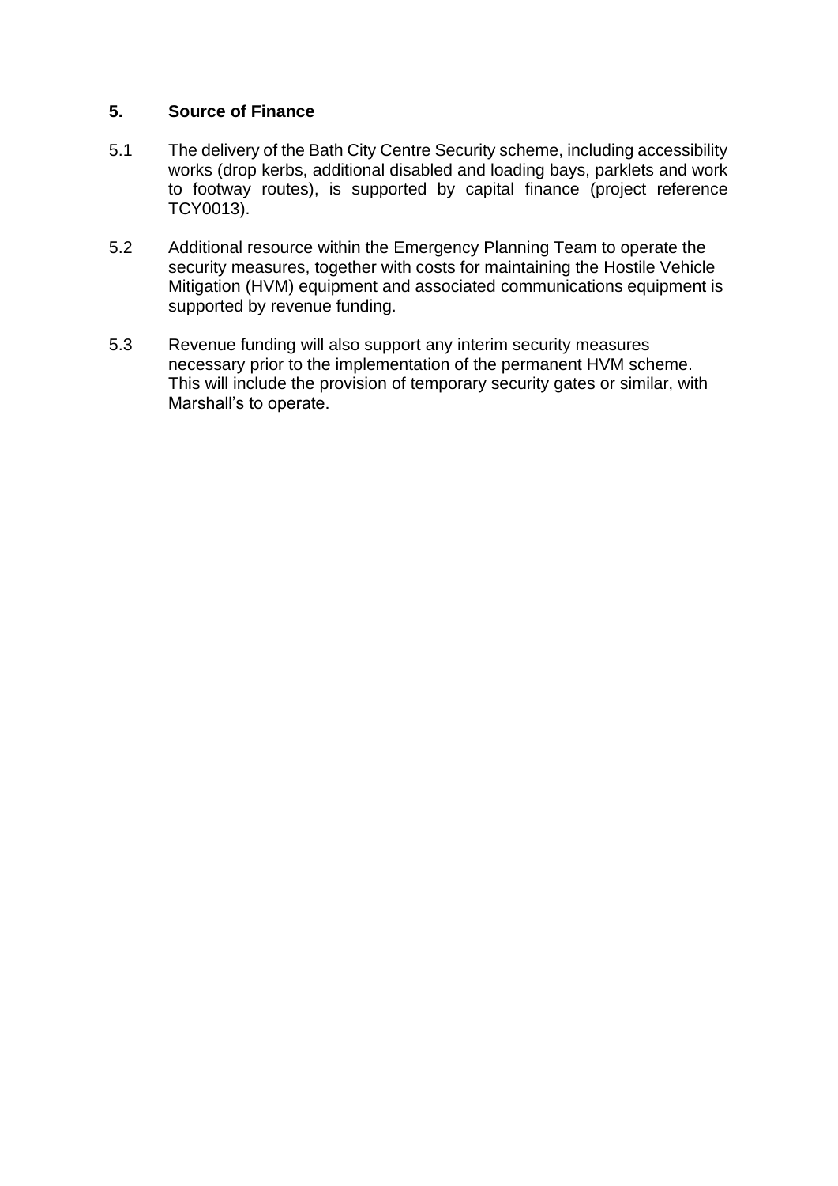## 5. Source of Finance

5.1 The delivery of the Bath City Centre Security scheme, including accessibility works (drop kerbs, additional disabled and loading bays, parklets and work to footway routes), is supported by capital finance (project reference TCY0013).

5.2 Additional resource within the Emergency Planning Team to operate the security measures, together with costs for maintaining the Hostile Vehicle Mitigation (HVM) equipment and associated communications equipment is supported by revenue funding.

5.3 Revenue funding will also support any interim security measures necessary prior to the implementation of the permanent HVM scheme. This will include the provision of temporary security gates or similar, with Marshall's to operate.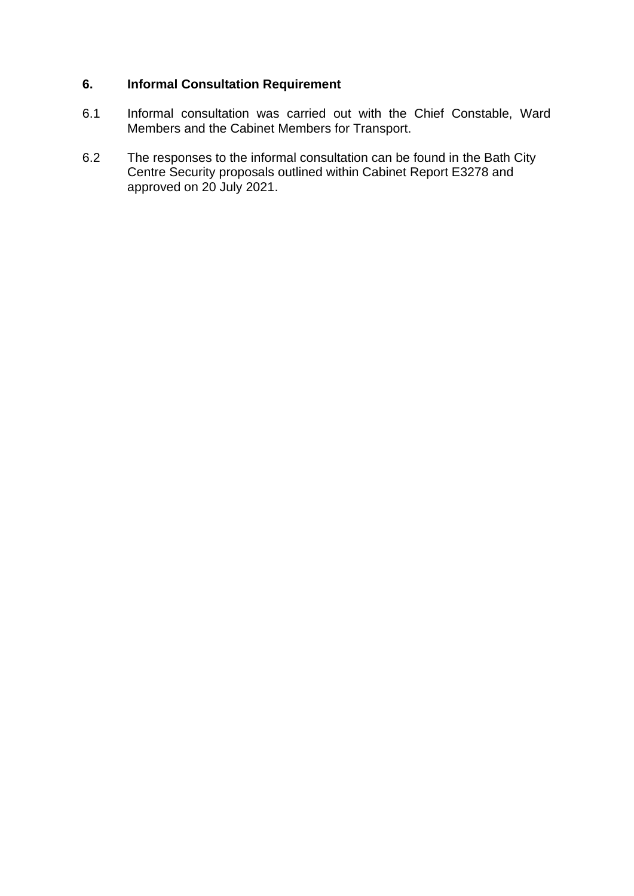## 6. Informal Consultation Requirement

6.1 Informal consultation was carried out with the Chief Constable, Ward Members and the Cabinet Members for Transport.

6.2 The responses to the informal consultation can be found in the Bath City Centre Security proposals outlined within Cabinet Report E3278 and approved on 20 July 2021.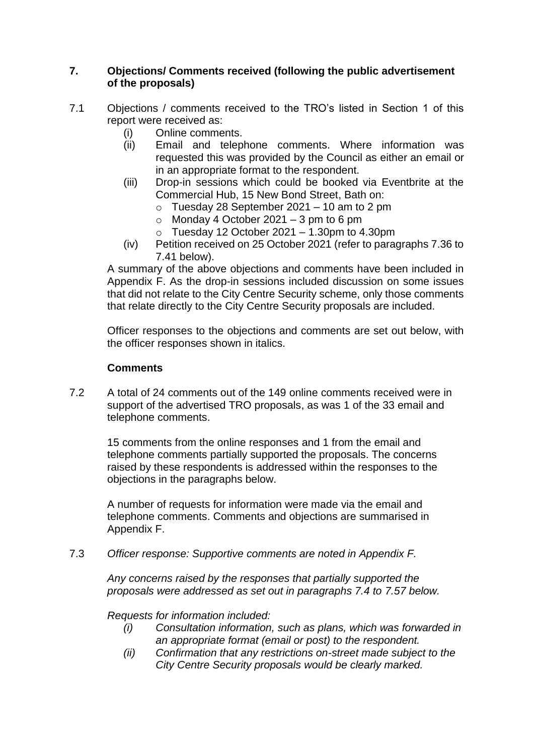## 7. Objections/ Comments received (following the public advertisement of the proposals)

7.1 Objections / comments received to the TRO's listed in Section 1 of this report were received as:

- (i) Online comments.
- (ii) Email and telephone comments. Where information was requested this was provided by the Council as either an email or in an appropriate format to the respondent.
- (iii) Drop-in sessions which could be booked via Eventbrite at the Commercial Hub, 15 New Bond Street, Bath on:
  - Tuesday 28 September 2021 – 10 am to 2 pm
  - Monday 4 October 2021 – 3 pm to 6 pm
  - Tuesday 12 October 2021 – 1.30pm to 4.30pm
- (iv) Petition received on 25 October 2021 (refer to paragraphs 7.36 to 7.41 below).

A summary of the above objections and comments have been included in Appendix F. As the drop-in sessions included discussion on some issues that did not relate to the City Centre Security scheme, only those comments that relate directly to the City Centre Security proposals are included.

Officer responses to the objections and comments are set out below, with the officer responses shown in italics.

### Comments

7.2 A total of 24 comments out of the 149 online comments received were in support of the advertised TRO proposals, as was 1 of the 33 email and telephone comments.

15 comments from the online responses and 1 from the email and telephone comments partially supported the proposals. The concerns raised by these respondents is addressed within the responses to the objections in the paragraphs below.

A number of requests for information were made via the email and telephone comments. Comments and objections are summarised in Appendix F.

7.3 *Officer response: Supportive comments are noted in Appendix F.*

*Any concerns raised by the responses that partially supported the proposals were addressed as set out in paragraphs 7.4 to 7.57 below.*

*Requests for information included:*

- *(i) Consultation information, such as plans, which was forwarded in an appropriate format (email or post) to the respondent.*
- *(ii) Confirmation that any restrictions on-street made subject to the City Centre Security proposals would be clearly marked.*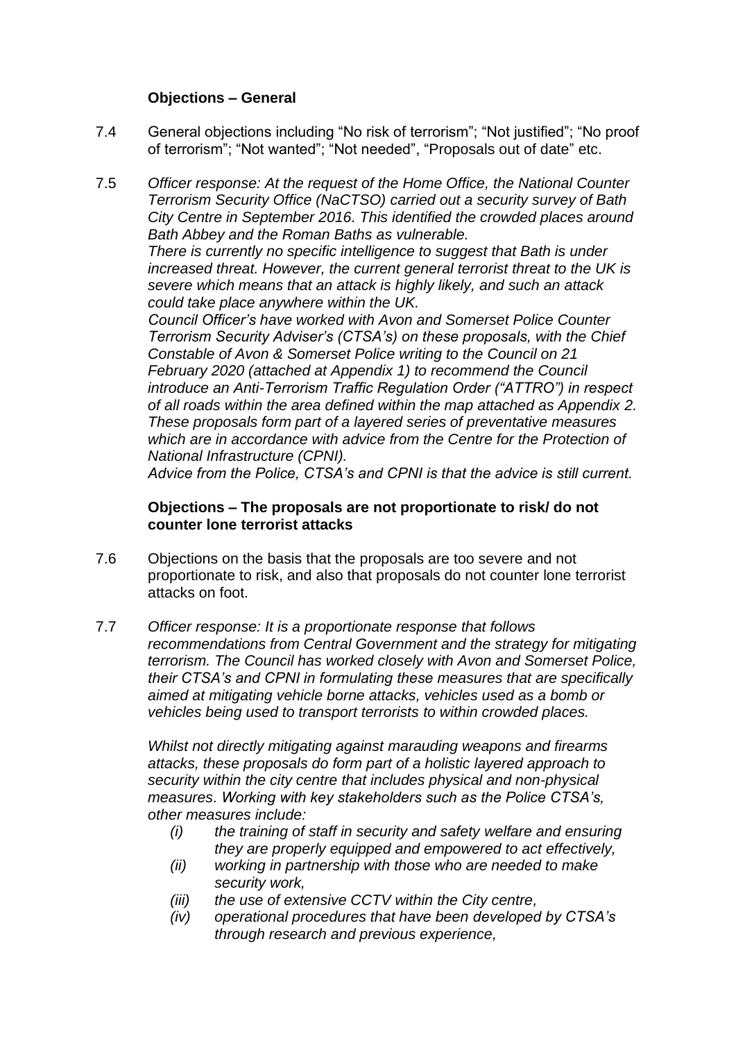**Objections – General**

7.4 General objections including “No risk of terrorism”; “Not justified”; “No proof of terrorism”; “Not wanted”; “Not needed”, “Proposals out of date” etc.

7.5 *Officer response: At the request of the Home Office, the National Counter Terrorism Security Office (NaCTSO) carried out a security survey of Bath City Centre in September 2016. This identified the crowded places around Bath Abbey and the Roman Baths as vulnerable.*
*There is currently no specific intelligence to suggest that Bath is under increased threat. However, the current general terrorist threat to the UK is severe which means that an attack is highly likely, and such an attack could take place anywhere within the UK.*
*Council Officer’s have worked with Avon and Somerset Police Counter Terrorism Security Adviser’s (CTSA’s) on these proposals, with the Chief Constable of Avon & Somerset Police writing to the Council on 21 February 2020 (attached at Appendix 1) to recommend the Council introduce an Anti-Terrorism Traffic Regulation Order (“ATTRO”) in respect of all roads within the area defined within the map attached as Appendix 2. These proposals form part of a layered series of preventative measures which are in accordance with advice from the Centre for the Protection of National Infrastructure (CPNI).*
*Advice from the Police, CTSA’s and CPNI is that the advice is still current.*

**Objections – The proposals are not proportionate to risk/ do not counter lone terrorist attacks**

7.6 Objections on the basis that the proposals are too severe and not proportionate to risk, and also that proposals do not counter lone terrorist attacks on foot.

7.7 *Officer response: It is a proportionate response that follows recommendations from Central Government and the strategy for mitigating terrorism. The Council has worked closely with Avon and Somerset Police, their CTSA’s and CPNI in formulating these measures that are specifically aimed at mitigating vehicle borne attacks, vehicles used as a bomb or vehicles being used to transport terrorists to within crowded places.*

*Whilst not directly mitigating against marauding weapons and firearms attacks, these proposals do form part of a holistic layered approach to security within the city centre that includes physical and non-physical measures. Working with key stakeholders such as the Police CTSA’s, other measures include:*

*(i) the training of staff in security and safety welfare and ensuring they are properly equipped and empowered to act effectively,*
*(ii) working in partnership with those who are needed to make security work,*
*(iii) the use of extensive CCTV within the City centre,*
*(iv) operational procedures that have been developed by CTSA’s through research and previous experience,*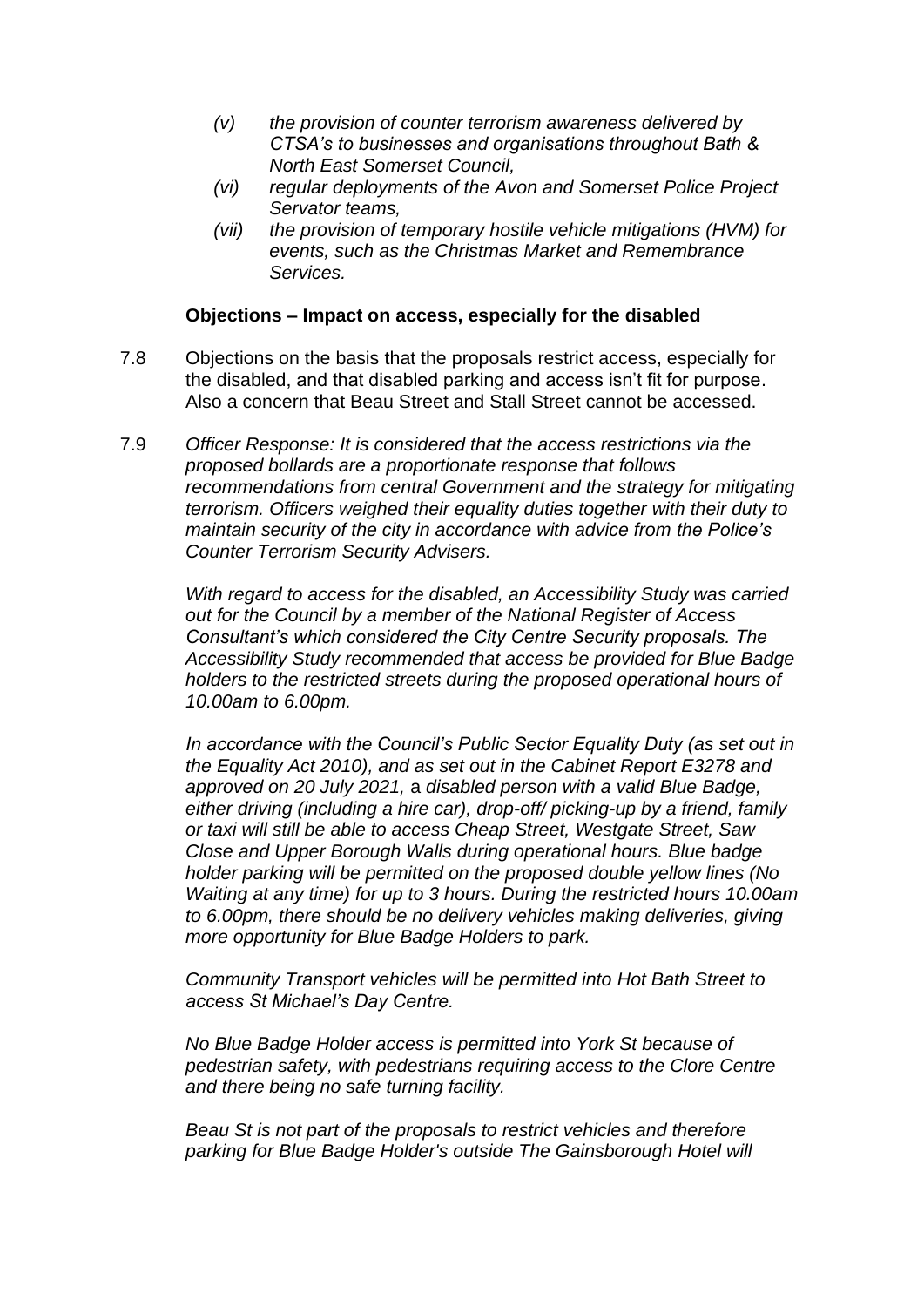- *(v) the provision of counter terrorism awareness delivered by CTSA's to businesses and organisations throughout Bath & North East Somerset Council,*
- *(vi) regular deployments of the Avon and Somerset Police Project Servator teams,*
- *(vii) the provision of temporary hostile vehicle mitigations (HVM) for events, such as the Christmas Market and Remembrance Services.*

**Objections – Impact on access, especially for the disabled**

7.8 Objections on the basis that the proposals restrict access, especially for the disabled, and that disabled parking and access isn't fit for purpose. Also a concern that Beau Street and Stall Street cannot be accessed.

7.9 *Officer Response: It is considered that the access restrictions via the proposed bollards are a proportionate response that follows recommendations from central Government and the strategy for mitigating terrorism. Officers weighed their equality duties together with their duty to maintain security of the city in accordance with advice from the Police's Counter Terrorism Security Advisers.*

*With regard to access for the disabled, an Accessibility Study was carried out for the Council by a member of the National Register of Access Consultant's which considered the City Centre Security proposals. The Accessibility Study recommended that access be provided for Blue Badge holders to the restricted streets during the proposed operational hours of 10.00am to 6.00pm.*

*In accordance with the Council's Public Sector Equality Duty (as set out in the Equality Act 2010), and as set out in the Cabinet Report E3278 and approved on 20 July 2021,* a *disabled person with a valid Blue Badge, either driving (including a hire car), drop-off/ picking-up by a friend, family or taxi will still be able to access Cheap Street, Westgate Street, Saw Close and Upper Borough Walls during operational hours. Blue badge holder parking will be permitted on the proposed double yellow lines (No Waiting at any time) for up to 3 hours. During the restricted hours 10.00am to 6.00pm, there should be no delivery vehicles making deliveries, giving more opportunity for Blue Badge Holders to park.*

*Community Transport vehicles will be permitted into Hot Bath Street to access St Michael's Day Centre.*

*No Blue Badge Holder access is permitted into York St because of pedestrian safety, with pedestrians requiring access to the Clore Centre and there being no safe turning facility.*

*Beau St is not part of the proposals to restrict vehicles and therefore parking for Blue Badge Holder's outside The Gainsborough Hotel will*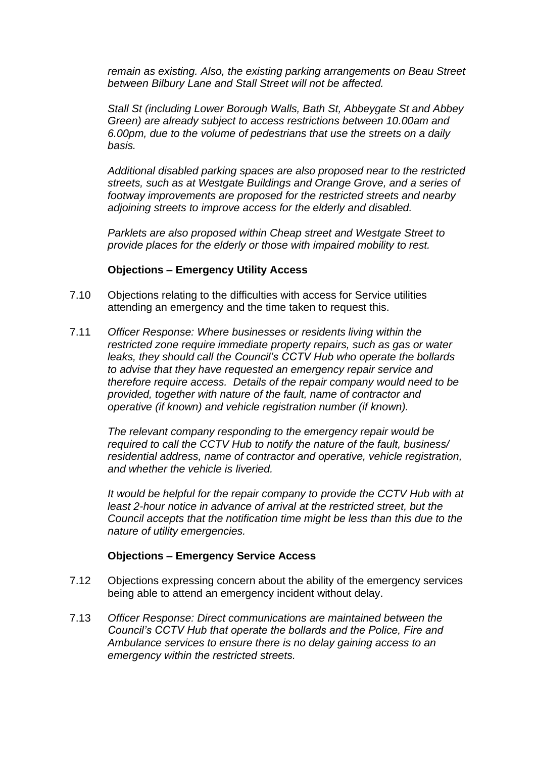*remain as existing. Also, the existing parking arrangements on Beau Street between Bilbury Lane and Stall Street will not be affected.*

*Stall St (including Lower Borough Walls, Bath St, Abbeygate St and Abbey Green) are already subject to access restrictions between 10.00am and 6.00pm, due to the volume of pedestrians that use the streets on a daily basis.*

*Additional disabled parking spaces are also proposed near to the restricted streets, such as at Westgate Buildings and Orange Grove, and a series of footway improvements are proposed for the restricted streets and nearby adjoining streets to improve access for the elderly and disabled.*

*Parklets are also proposed within Cheap street and Westgate Street to provide places for the elderly or those with impaired mobility to rest.*

**Objections – Emergency Utility Access**

7.10 Objections relating to the difficulties with access for Service utilities attending an emergency and the time taken to request this.

7.11 *Officer Response: Where businesses or residents living within the restricted zone require immediate property repairs, such as gas or water leaks, they should call the Council's CCTV Hub who operate the bollards to advise that they have requested an emergency repair service and therefore require access. Details of the repair company would need to be provided, together with nature of the fault, name of contractor and operative (if known) and vehicle registration number (if known).*

*The relevant company responding to the emergency repair would be required to call the CCTV Hub to notify the nature of the fault, business/ residential address, name of contractor and operative, vehicle registration, and whether the vehicle is liveried.*

*It would be helpful for the repair company to provide the CCTV Hub with at least 2-hour notice in advance of arrival at the restricted street, but the Council accepts that the notification time might be less than this due to the nature of utility emergencies.*

**Objections – Emergency Service Access**

7.12 Objections expressing concern about the ability of the emergency services being able to attend an emergency incident without delay.

7.13 *Officer Response: Direct communications are maintained between the Council's CCTV Hub that operate the bollards and the Police, Fire and Ambulance services to ensure there is no delay gaining access to an emergency within the restricted streets.*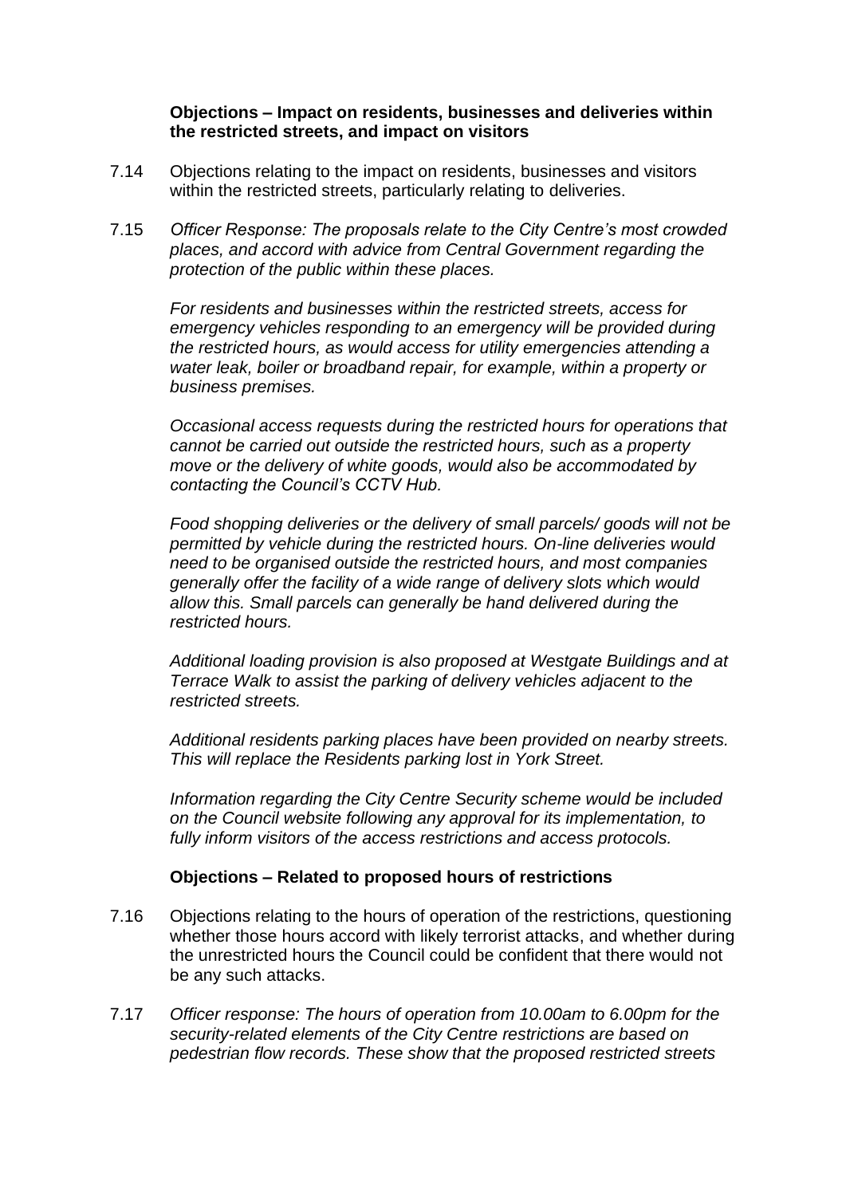**Objections – Impact on residents, businesses and deliveries within the restricted streets, and impact on visitors**

7.14 Objections relating to the impact on residents, businesses and visitors within the restricted streets, particularly relating to deliveries.

7.15 *Officer Response: The proposals relate to the City Centre's most crowded places, and accord with advice from Central Government regarding the protection of the public within these places.*

*For residents and businesses within the restricted streets, access for emergency vehicles responding to an emergency will be provided during the restricted hours, as would access for utility emergencies attending a water leak, boiler or broadband repair, for example, within a property or business premises.*

*Occasional access requests during the restricted hours for operations that cannot be carried out outside the restricted hours, such as a property move or the delivery of white goods, would also be accommodated by contacting the Council's CCTV Hub.*

*Food shopping deliveries or the delivery of small parcels/ goods will not be permitted by vehicle during the restricted hours. On-line deliveries would need to be organised outside the restricted hours, and most companies generally offer the facility of a wide range of delivery slots which would allow this. Small parcels can generally be hand delivered during the restricted hours.*

*Additional loading provision is also proposed at Westgate Buildings and at Terrace Walk to assist the parking of delivery vehicles adjacent to the restricted streets.*

*Additional residents parking places have been provided on nearby streets. This will replace the Residents parking lost in York Street.*

*Information regarding the City Centre Security scheme would be included on the Council website following any approval for its implementation, to fully inform visitors of the access restrictions and access protocols.*

**Objections – Related to proposed hours of restrictions**

7.16 Objections relating to the hours of operation of the restrictions, questioning whether those hours accord with likely terrorist attacks, and whether during the unrestricted hours the Council could be confident that there would not be any such attacks.

7.17 *Officer response: The hours of operation from 10.00am to 6.00pm for the security-related elements of the City Centre restrictions are based on pedestrian flow records. These show that the proposed restricted streets*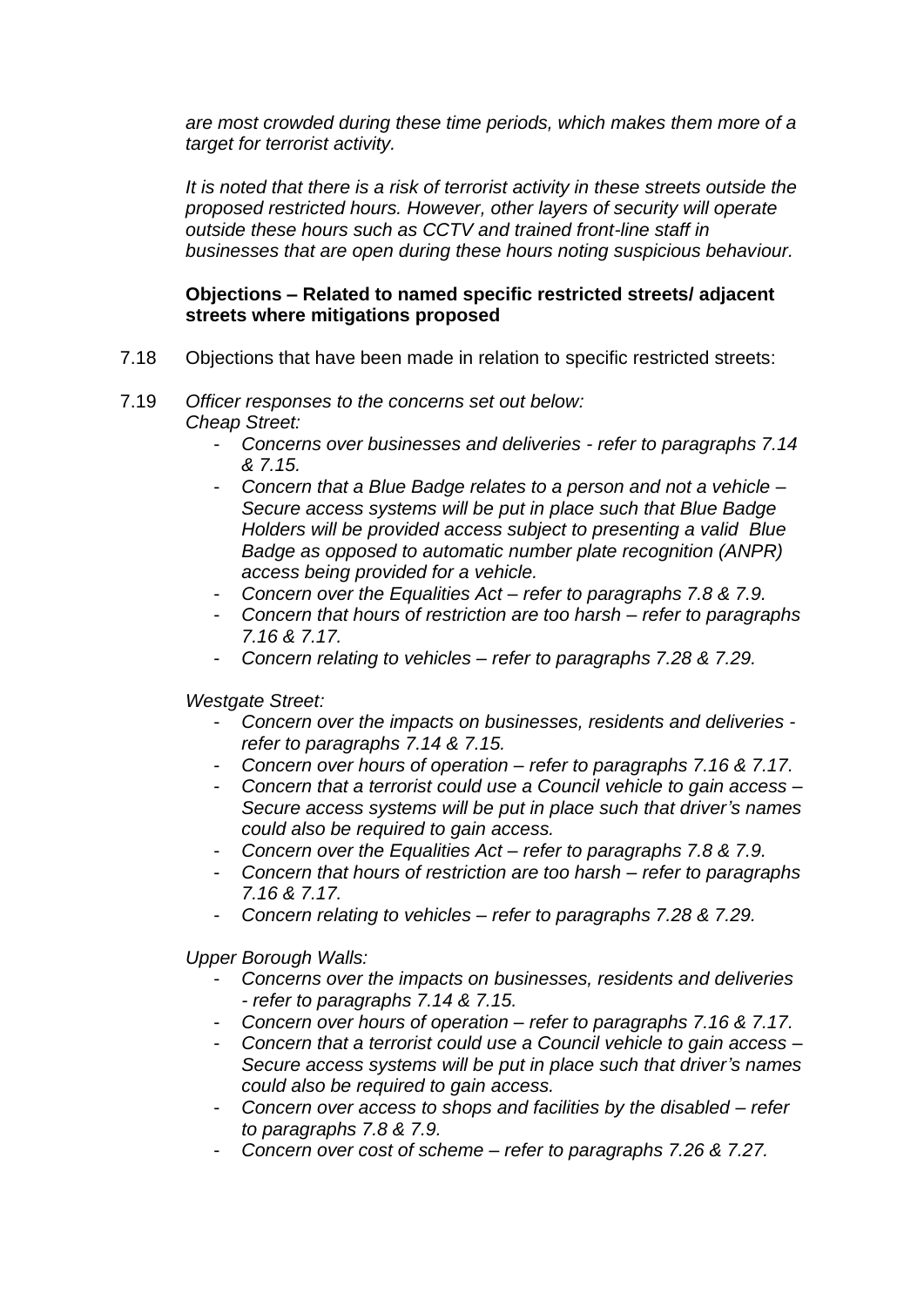*are most crowded during these time periods, which makes them more of a target for terrorist activity.*

*It is noted that there is a risk of terrorist activity in these streets outside the proposed restricted hours. However, other layers of security will operate outside these hours such as CCTV and trained front-line staff in businesses that are open during these hours noting suspicious behaviour.*

**Objections – Related to named specific restricted streets/ adjacent streets where mitigations proposed**

7.18 Objections that have been made in relation to specific restricted streets:

7.19 *Officer responses to the concerns set out below:*
*Cheap Street:*

- *Concerns over businesses and deliveries - refer to paragraphs 7.14 & 7.15.*
- *Concern that a Blue Badge relates to a person and not a vehicle – Secure access systems will be put in place such that Blue Badge Holders will be provided access subject to presenting a valid Blue Badge as opposed to automatic number plate recognition (ANPR) access being provided for a vehicle.*
- *Concern over the Equalities Act – refer to paragraphs 7.8 & 7.9.*
- *Concern that hours of restriction are too harsh – refer to paragraphs 7.16 & 7.17.*
- *Concern relating to vehicles – refer to paragraphs 7.28 & 7.29.*

*Westgate Street:*

- *Concern over the impacts on businesses, residents and deliveries - refer to paragraphs 7.14 & 7.15.*
- *Concern over hours of operation – refer to paragraphs 7.16 & 7.17.*
- *Concern that a terrorist could use a Council vehicle to gain access – Secure access systems will be put in place such that driver's names could also be required to gain access.*
- *Concern over the Equalities Act – refer to paragraphs 7.8 & 7.9.*
- *Concern that hours of restriction are too harsh – refer to paragraphs 7.16 & 7.17.*
- *Concern relating to vehicles – refer to paragraphs 7.28 & 7.29.*

*Upper Borough Walls:*

- *Concerns over the impacts on businesses, residents and deliveries - refer to paragraphs 7.14 & 7.15.*
- *Concern over hours of operation – refer to paragraphs 7.16 & 7.17.*
- *Concern that a terrorist could use a Council vehicle to gain access – Secure access systems will be put in place such that driver's names could also be required to gain access.*
- *Concern over access to shops and facilities by the disabled – refer to paragraphs 7.8 & 7.9.*
- *Concern over cost of scheme – refer to paragraphs 7.26 & 7.27.*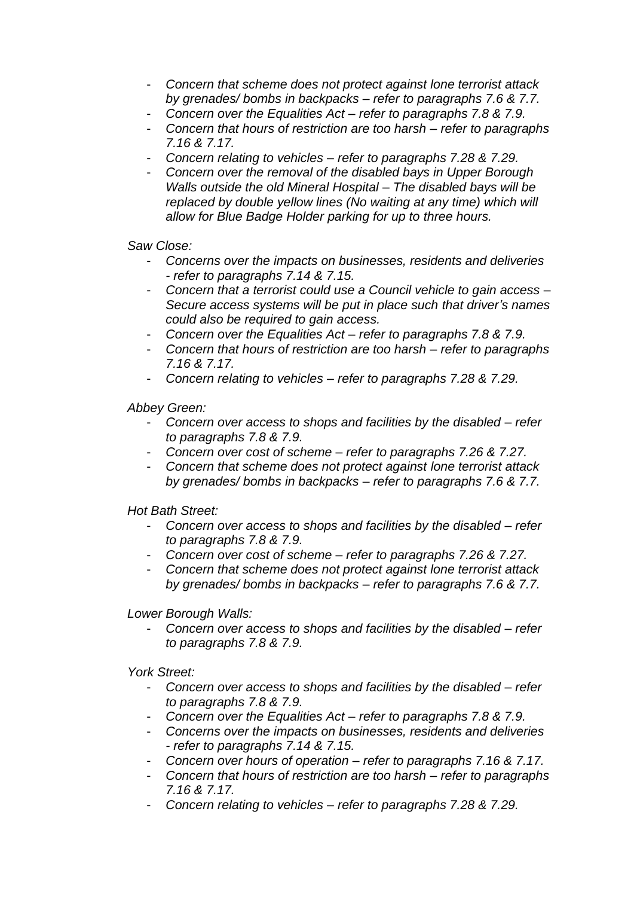- *Concern that scheme does not protect against lone terrorist attack by grenades/ bombs in backpacks – refer to paragraphs 7.6 & 7.7.*
- *Concern over the Equalities Act – refer to paragraphs 7.8 & 7.9.*
- *Concern that hours of restriction are too harsh – refer to paragraphs 7.16 & 7.17.*
- *Concern relating to vehicles – refer to paragraphs 7.28 & 7.29.*
- *Concern over the removal of the disabled bays in Upper Borough Walls outside the old Mineral Hospital – The disabled bays will be replaced by double yellow lines (No waiting at any time) which will allow for Blue Badge Holder parking for up to three hours.*

*Saw Close:*

- *Concerns over the impacts on businesses, residents and deliveries - refer to paragraphs 7.14 & 7.15.*
- *Concern that a terrorist could use a Council vehicle to gain access – Secure access systems will be put in place such that driver's names could also be required to gain access.*
- *Concern over the Equalities Act – refer to paragraphs 7.8 & 7.9.*
- *Concern that hours of restriction are too harsh – refer to paragraphs 7.16 & 7.17.*
- *Concern relating to vehicles – refer to paragraphs 7.28 & 7.29.*

*Abbey Green:*

- *Concern over access to shops and facilities by the disabled – refer to paragraphs 7.8 & 7.9.*
- *Concern over cost of scheme – refer to paragraphs 7.26 & 7.27.*
- *Concern that scheme does not protect against lone terrorist attack by grenades/ bombs in backpacks – refer to paragraphs 7.6 & 7.7.*

*Hot Bath Street:*

- *Concern over access to shops and facilities by the disabled – refer to paragraphs 7.8 & 7.9.*
- *Concern over cost of scheme – refer to paragraphs 7.26 & 7.27.*
- *Concern that scheme does not protect against lone terrorist attack by grenades/ bombs in backpacks – refer to paragraphs 7.6 & 7.7.*

*Lower Borough Walls:*

- *Concern over access to shops and facilities by the disabled – refer to paragraphs 7.8 & 7.9.*

*York Street:*

- *Concern over access to shops and facilities by the disabled – refer to paragraphs 7.8 & 7.9.*
- *Concern over the Equalities Act – refer to paragraphs 7.8 & 7.9.*
- *Concerns over the impacts on businesses, residents and deliveries - refer to paragraphs 7.14 & 7.15.*
- *Concern over hours of operation – refer to paragraphs 7.16 & 7.17.*
- *Concern that hours of restriction are too harsh – refer to paragraphs 7.16 & 7.17.*
- *Concern relating to vehicles – refer to paragraphs 7.28 & 7.29.*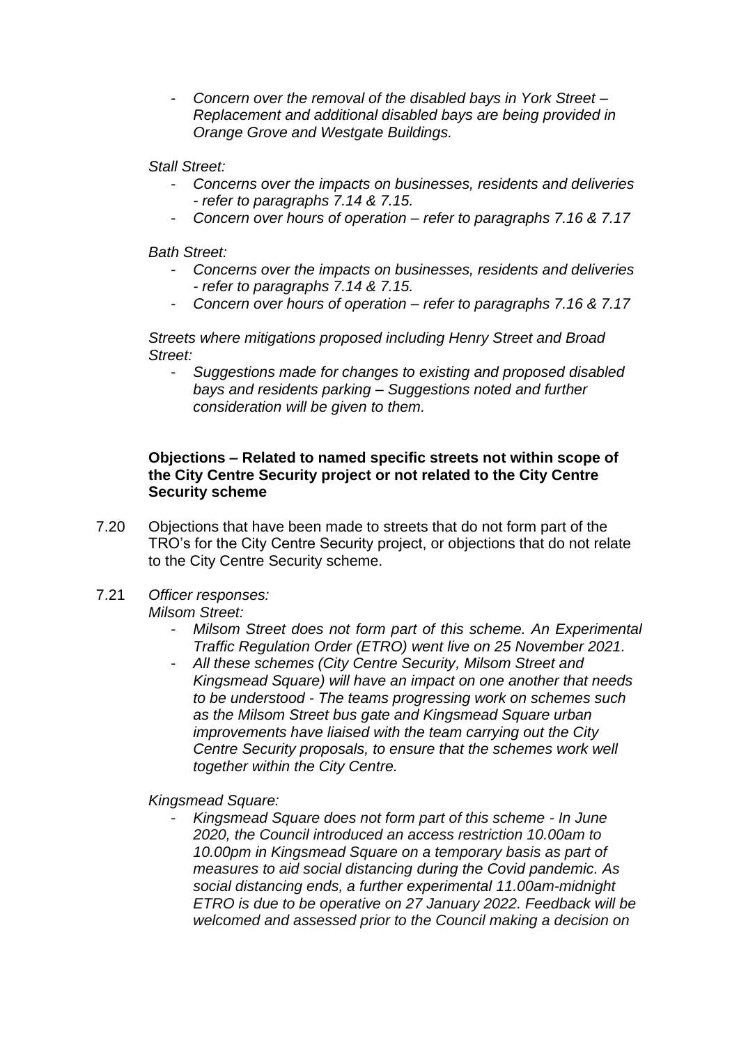- *Concern over the removal of the disabled bays in York Street – Replacement and additional disabled bays are being provided in Orange Grove and Westgate Buildings.*

*Stall Street:*

- *Concerns over the impacts on businesses, residents and deliveries - refer to paragraphs 7.14 & 7.15.*
- *Concern over hours of operation – refer to paragraphs 7.16 & 7.17*

*Bath Street:*

- *Concerns over the impacts on businesses, residents and deliveries - refer to paragraphs 7.14 & 7.15.*
- *Concern over hours of operation – refer to paragraphs 7.16 & 7.17*

*Streets where mitigations proposed including Henry Street and Broad Street:*

- *Suggestions made for changes to existing and proposed disabled bays and residents parking – Suggestions noted and further consideration will be given to them.*

**Objections – Related to named specific streets not within scope of the City Centre Security project or not related to the City Centre Security scheme**

7.20 Objections that have been made to streets that do not form part of the TRO's for the City Centre Security project, or objections that do not relate to the City Centre Security scheme.

7.21 *Officer responses:*

*Milsom Street:*

- *Milsom Street does not form part of this scheme. An Experimental Traffic Regulation Order (ETRO) went live on 25 November 2021.*
- *All these schemes (City Centre Security, Milsom Street and Kingsmead Square) will have an impact on one another that needs to be understood - The teams progressing work on schemes such as the Milsom Street bus gate and Kingsmead Square urban improvements have liaised with the team carrying out the City Centre Security proposals, to ensure that the schemes work well together within the City Centre.*

*Kingsmead Square:*

- *Kingsmead Square does not form part of this scheme - In June 2020, the Council introduced an access restriction 10.00am to 10.00pm in Kingsmead Square on a temporary basis as part of measures to aid social distancing during the Covid pandemic. As social distancing ends, a further experimental 11.00am-midnight ETRO is due to be operative on 27 January 2022. Feedback will be welcomed and assessed prior to the Council making a decision on*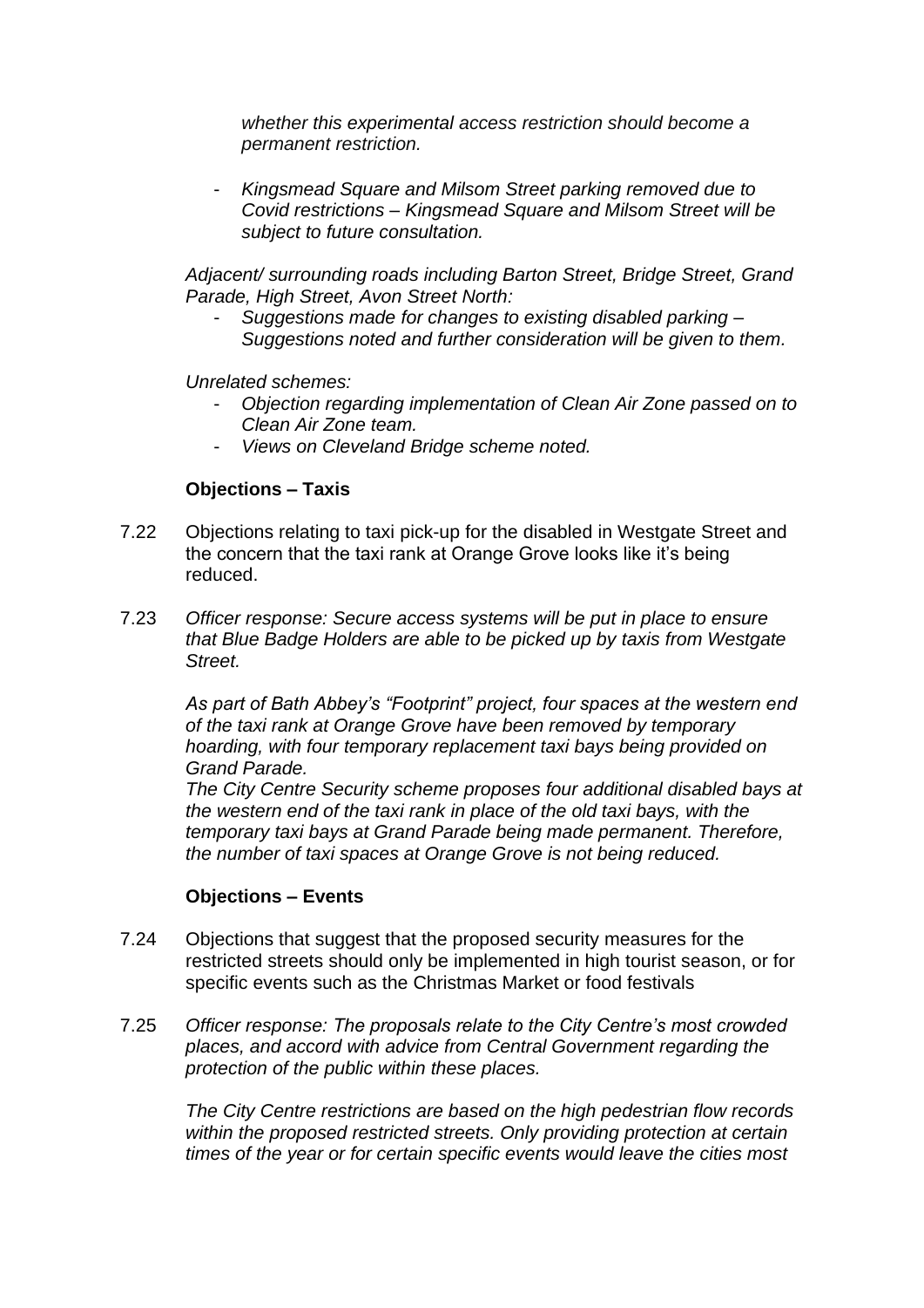*whether this experimental access restriction should become a permanent restriction.*

- *Kingsmead Square and Milsom Street parking removed due to Covid restrictions – Kingsmead Square and Milsom Street will be subject to future consultation.*

*Adjacent/ surrounding roads including Barton Street, Bridge Street, Grand Parade, High Street, Avon Street North:*

- *Suggestions made for changes to existing disabled parking – Suggestions noted and further consideration will be given to them.*

*Unrelated schemes:*

- *Objection regarding implementation of Clean Air Zone passed on to Clean Air Zone team.*
- *Views on Cleveland Bridge scheme noted.*

**Objections – Taxis**

7.22 Objections relating to taxi pick-up for the disabled in Westgate Street and the concern that the taxi rank at Orange Grove looks like it's being reduced.

7.23 *Officer response: Secure access systems will be put in place to ensure that Blue Badge Holders are able to be picked up by taxis from Westgate Street.*

*As part of Bath Abbey's "Footprint" project, four spaces at the western end of the taxi rank at Orange Grove have been removed by temporary hoarding, with four temporary replacement taxi bays being provided on Grand Parade.*

*The City Centre Security scheme proposes four additional disabled bays at the western end of the taxi rank in place of the old taxi bays, with the temporary taxi bays at Grand Parade being made permanent. Therefore, the number of taxi spaces at Orange Grove is not being reduced.*

**Objections – Events**

7.24 Objections that suggest that the proposed security measures for the restricted streets should only be implemented in high tourist season, or for specific events such as the Christmas Market or food festivals

7.25 *Officer response: The proposals relate to the City Centre's most crowded places, and accord with advice from Central Government regarding the protection of the public within these places.*

*The City Centre restrictions are based on the high pedestrian flow records within the proposed restricted streets. Only providing protection at certain times of the year or for certain specific events would leave the cities most*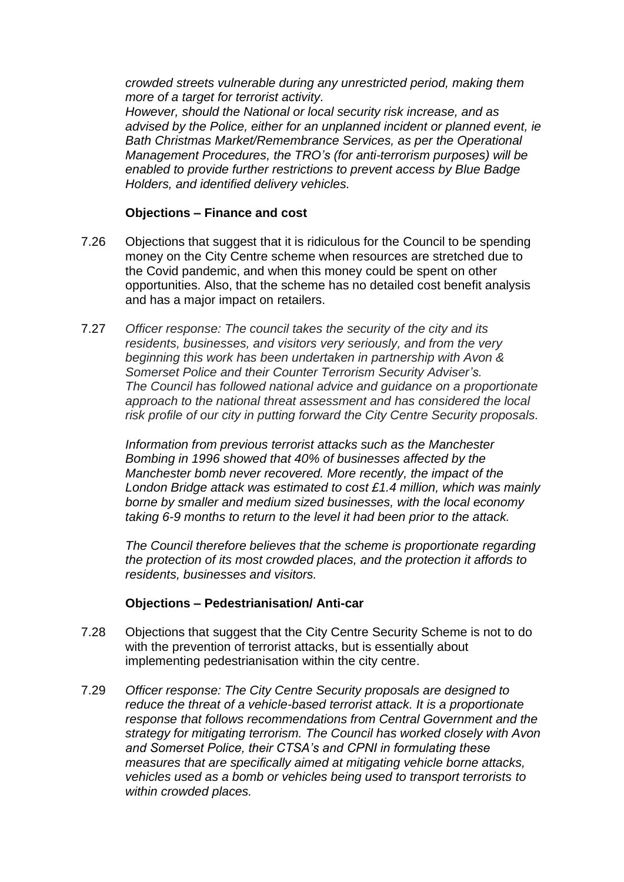*crowded streets vulnerable during any unrestricted period, making them more of a target for terrorist activity.*
*However, should the National or local security risk increase, and as advised by the Police, either for an unplanned incident or planned event, ie Bath Christmas Market/Remembrance Services, as per the Operational Management Procedures, the TRO's (for anti-terrorism purposes) will be enabled to provide further restrictions to prevent access by Blue Badge Holders, and identified delivery vehicles.*

**Objections – Finance and cost**

7.26 Objections that suggest that it is ridiculous for the Council to be spending money on the City Centre scheme when resources are stretched due to the Covid pandemic, and when this money could be spent on other opportunities. Also, that the scheme has no detailed cost benefit analysis and has a major impact on retailers.

7.27 *Officer response: The council takes the security of the city and its residents, businesses, and visitors very seriously, and from the very beginning this work has been undertaken in partnership with Avon & Somerset Police and their Counter Terrorism Security Adviser's.*
*The Council has followed national advice and guidance on a proportionate approach to the national threat assessment and has considered the local risk profile of our city in putting forward the City Centre Security proposals.*

*Information from previous terrorist attacks such as the Manchester Bombing in 1996 showed that 40% of businesses affected by the Manchester bomb never recovered. More recently, the impact of the London Bridge attack was estimated to cost £1.4 million, which was mainly borne by smaller and medium sized businesses, with the local economy taking 6-9 months to return to the level it had been prior to the attack.*

*The Council therefore believes that the scheme is proportionate regarding the protection of its most crowded places, and the protection it affords to residents, businesses and visitors.*

**Objections – Pedestrianisation/ Anti-car**

7.28 Objections that suggest that the City Centre Security Scheme is not to do with the prevention of terrorist attacks, but is essentially about implementing pedestrianisation within the city centre.

7.29 *Officer response: The City Centre Security proposals are designed to reduce the threat of a vehicle-based terrorist attack. It is a proportionate response that follows recommendations from Central Government and the strategy for mitigating terrorism. The Council has worked closely with Avon and Somerset Police, their CTSA's and CPNI in formulating these measures that are specifically aimed at mitigating vehicle borne attacks, vehicles used as a bomb or vehicles being used to transport terrorists to within crowded places.*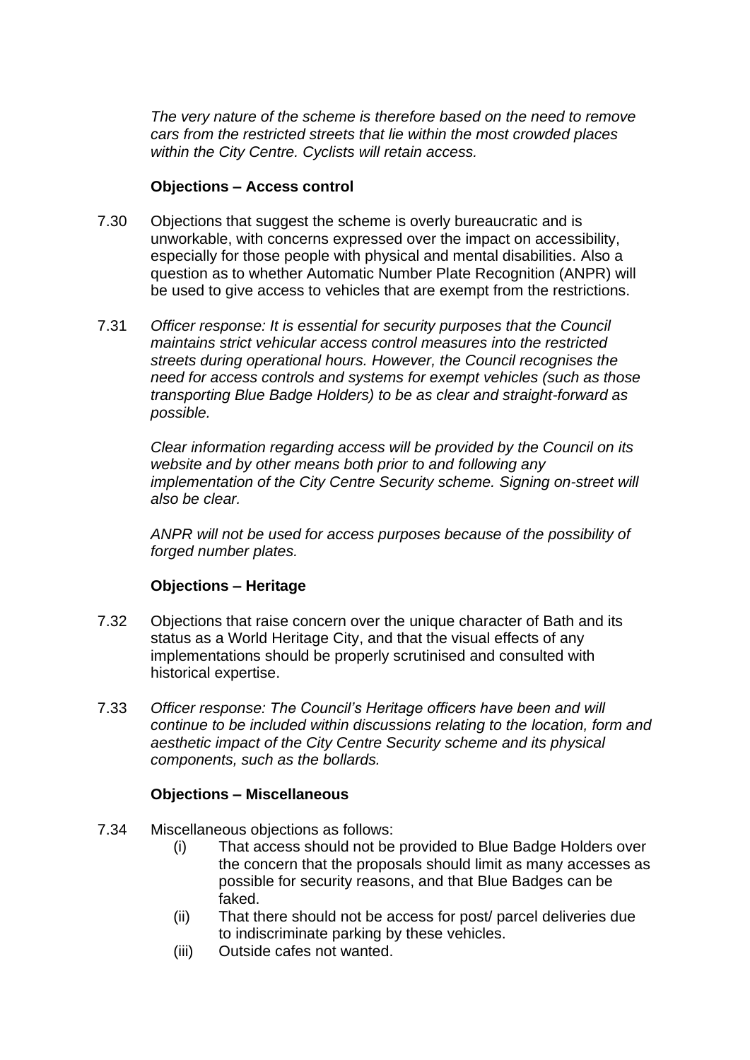*The very nature of the scheme is therefore based on the need to remove cars from the restricted streets that lie within the most crowded places within the City Centre. Cyclists will retain access.*

**Objections – Access control**

7.30 Objections that suggest the scheme is overly bureaucratic and is unworkable, with concerns expressed over the impact on accessibility, especially for those people with physical and mental disabilities. Also a question as to whether Automatic Number Plate Recognition (ANPR) will be used to give access to vehicles that are exempt from the restrictions.

7.31 *Officer response: It is essential for security purposes that the Council maintains strict vehicular access control measures into the restricted streets during operational hours. However, the Council recognises the need for access controls and systems for exempt vehicles (such as those transporting Blue Badge Holders) to be as clear and straight-forward as possible.*

*Clear information regarding access will be provided by the Council on its website and by other means both prior to and following any implementation of the City Centre Security scheme. Signing on-street will also be clear.*

*ANPR will not be used for access purposes because of the possibility of forged number plates.*

**Objections – Heritage**

7.32 Objections that raise concern over the unique character of Bath and its status as a World Heritage City, and that the visual effects of any implementations should be properly scrutinised and consulted with historical expertise.

7.33 *Officer response: The Council's Heritage officers have been and will continue to be included within discussions relating to the location, form and aesthetic impact of the City Centre Security scheme and its physical components, such as the bollards.*

**Objections – Miscellaneous**

7.34 Miscellaneous objections as follows:

(i) That access should not be provided to Blue Badge Holders over the concern that the proposals should limit as many accesses as possible for security reasons, and that Blue Badges can be faked.

(ii) That there should not be access for post/ parcel deliveries due to indiscriminate parking by these vehicles.

(iii) Outside cafes not wanted.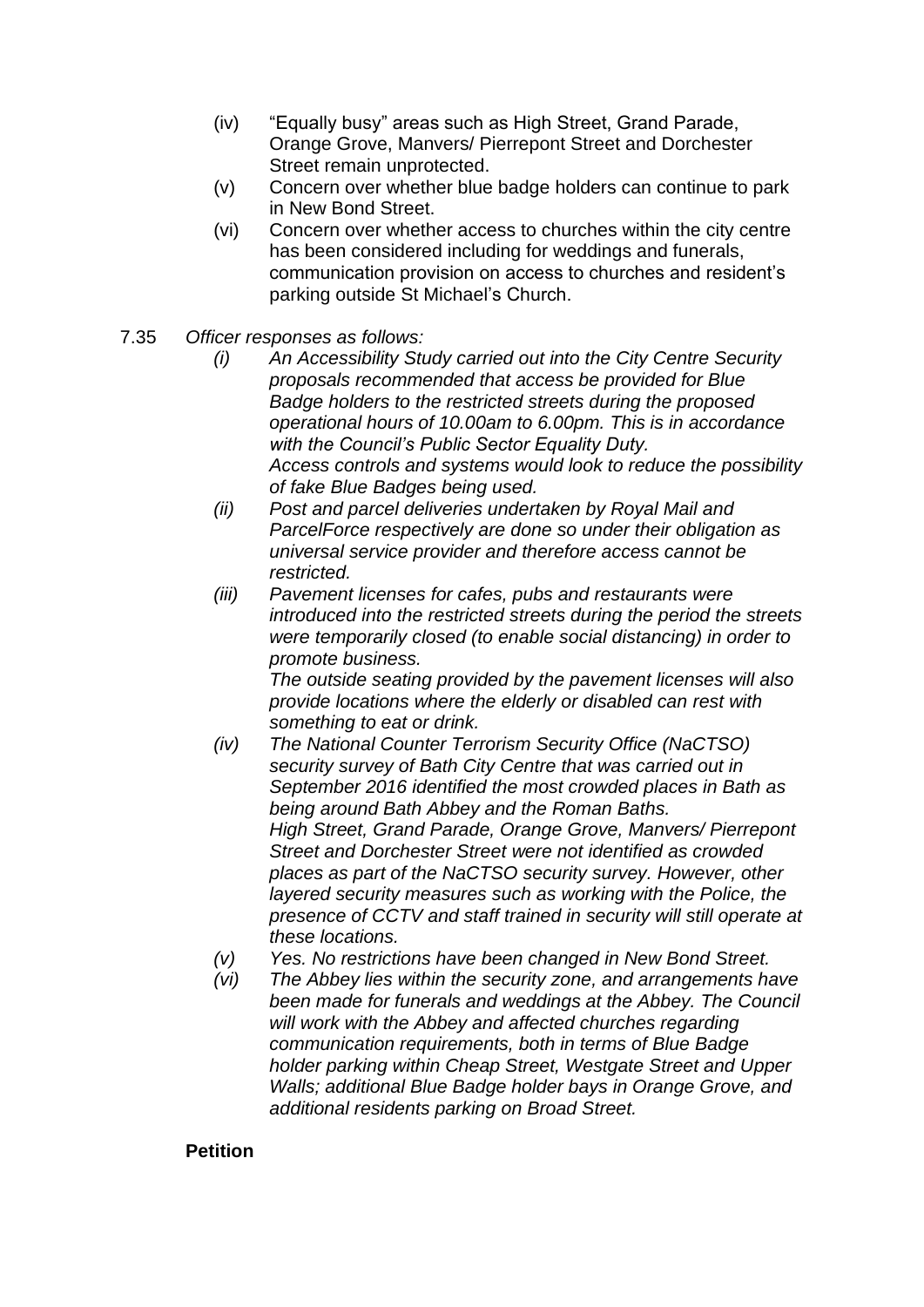(iv) "Equally busy" areas such as High Street, Grand Parade, Orange Grove, Manvers/ Pierrepont Street and Dorchester Street remain unprotected.

(v) Concern over whether blue badge holders can continue to park in New Bond Street.

(vi) Concern over whether access to churches within the city centre has been considered including for weddings and funerals, communication provision on access to churches and resident's parking outside St Michael's Church.

7.35 *Officer responses as follows:*

*(i) An Accessibility Study carried out into the City Centre Security proposals recommended that access be provided for Blue Badge holders to the restricted streets during the proposed operational hours of 10.00am to 6.00pm. This is in accordance with the Council's Public Sector Equality Duty.*
*Access controls and systems would look to reduce the possibility of fake Blue Badges being used.*

*(ii) Post and parcel deliveries undertaken by Royal Mail and ParcelForce respectively are done so under their obligation as universal service provider and therefore access cannot be restricted.*

*(iii) Pavement licenses for cafes, pubs and restaurants were introduced into the restricted streets during the period the streets were temporarily closed (to enable social distancing) in order to promote business.*
*The outside seating provided by the pavement licenses will also provide locations where the elderly or disabled can rest with something to eat or drink.*

*(iv) The National Counter Terrorism Security Office (NaCTSO) security survey of Bath City Centre that was carried out in September 2016 identified the most crowded places in Bath as being around Bath Abbey and the Roman Baths.*
*High Street, Grand Parade, Orange Grove, Manvers/ Pierrepont Street and Dorchester Street were not identified as crowded places as part of the NaCTSO security survey. However, other layered security measures such as working with the Police, the presence of CCTV and staff trained in security will still operate at these locations.*

*(v) Yes. No restrictions have been changed in New Bond Street.*

*(vi) The Abbey lies within the security zone, and arrangements have been made for funerals and weddings at the Abbey. The Council will work with the Abbey and affected churches regarding communication requirements, both in terms of Blue Badge holder parking within Cheap Street, Westgate Street and Upper Walls; additional Blue Badge holder bays in Orange Grove, and additional residents parking on Broad Street.*

**Petition**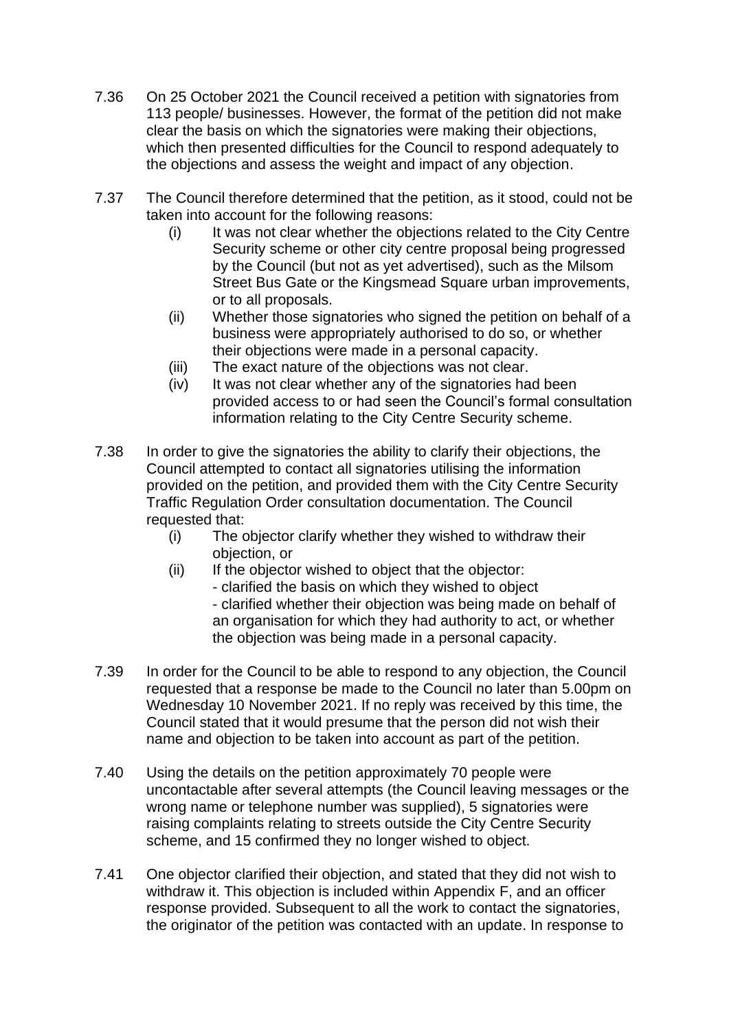7.36 On 25 October 2021 the Council received a petition with signatories from 113 people/ businesses. However, the format of the petition did not make clear the basis on which the signatories were making their objections, which then presented difficulties for the Council to respond adequately to the objections and assess the weight and impact of any objection.

7.37 The Council therefore determined that the petition, as it stood, could not be taken into account for the following reasons:

   (i) It was not clear whether the objections related to the City Centre Security scheme or other city centre proposal being progressed by the Council (but not as yet advertised), such as the Milsom Street Bus Gate or the Kingsmead Square urban improvements, or to all proposals.

   (ii) Whether those signatories who signed the petition on behalf of a business were appropriately authorised to do so, or whether their objections were made in a personal capacity.

   (iii) The exact nature of the objections was not clear.

   (iv) It was not clear whether any of the signatories had been provided access to or had seen the Council's formal consultation information relating to the City Centre Security scheme.

7.38 In order to give the signatories the ability to clarify their objections, the Council attempted to contact all signatories utilising the information provided on the petition, and provided them with the City Centre Security Traffic Regulation Order consultation documentation. The Council requested that:

   (i) The objector clarify whether they wished to withdraw their objection, or

   (ii) If the objector wished to object that the objector:
   - clarified the basis on which they wished to object
   - clarified whether their objection was being made on behalf of an organisation for which they had authority to act, or whether the objection was being made in a personal capacity.

7.39 In order for the Council to be able to respond to any objection, the Council requested that a response be made to the Council no later than 5.00pm on Wednesday 10 November 2021. If no reply was received by this time, the Council stated that it would presume that the person did not wish their name and objection to be taken into account as part of the petition.

7.40 Using the details on the petition approximately 70 people were uncontactable after several attempts (the Council leaving messages or the wrong name or telephone number was supplied), 5 signatories were raising complaints relating to streets outside the City Centre Security scheme, and 15 confirmed they no longer wished to object.

7.41 One objector clarified their objection, and stated that they did not wish to withdraw it. This objection is included within Appendix F, and an officer response provided. Subsequent to all the work to contact the signatories, the originator of the petition was contacted with an update. In response to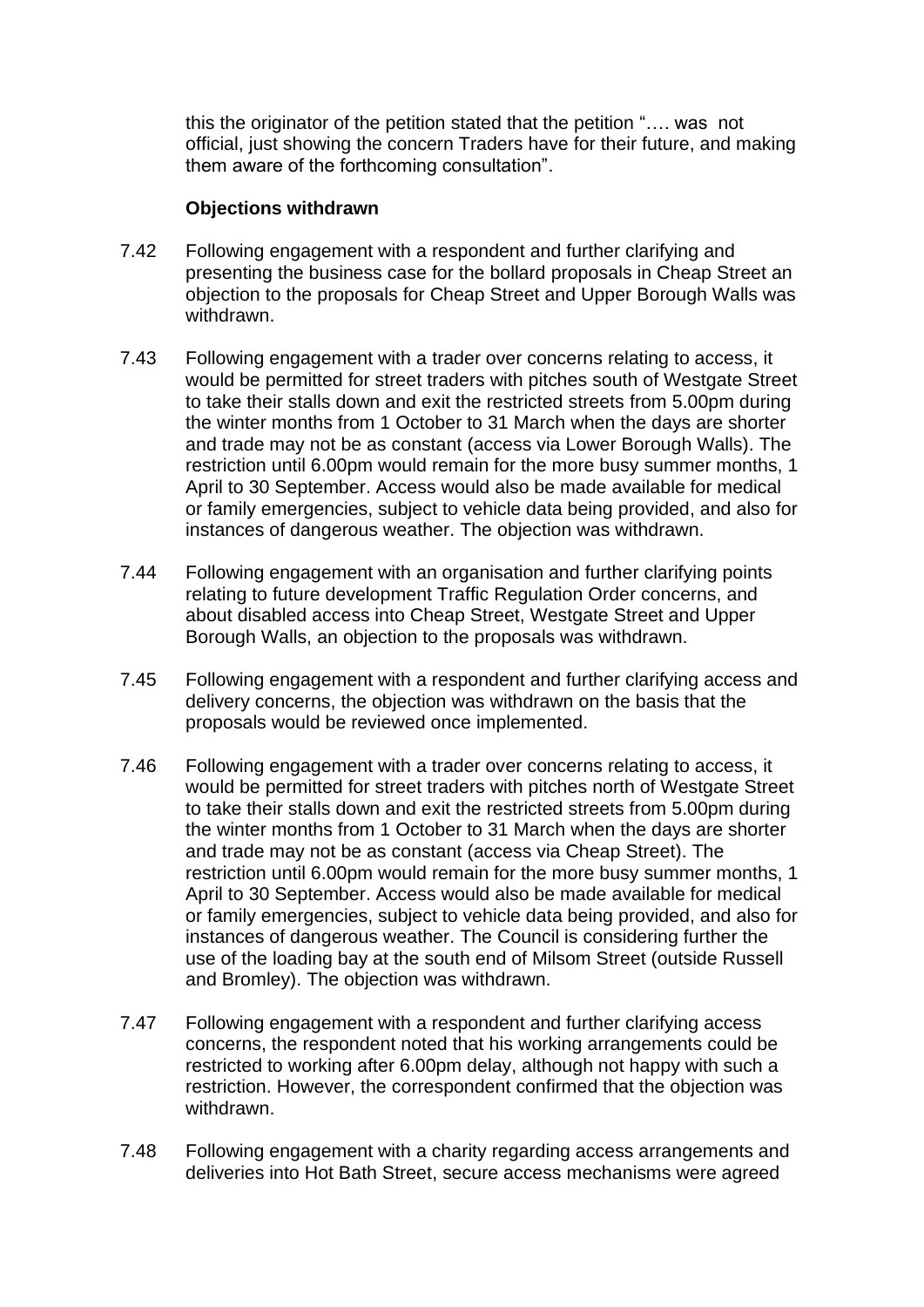this the originator of the petition stated that the petition "…. was not official, just showing the concern Traders have for their future, and making them aware of the forthcoming consultation".

**Objections withdrawn**

7.42 Following engagement with a respondent and further clarifying and presenting the business case for the bollard proposals in Cheap Street an objection to the proposals for Cheap Street and Upper Borough Walls was withdrawn.

7.43 Following engagement with a trader over concerns relating to access, it would be permitted for street traders with pitches south of Westgate Street to take their stalls down and exit the restricted streets from 5.00pm during the winter months from 1 October to 31 March when the days are shorter and trade may not be as constant (access via Lower Borough Walls). The restriction until 6.00pm would remain for the more busy summer months, 1 April to 30 September. Access would also be made available for medical or family emergencies, subject to vehicle data being provided, and also for instances of dangerous weather. The objection was withdrawn.

7.44 Following engagement with an organisation and further clarifying points relating to future development Traffic Regulation Order concerns, and about disabled access into Cheap Street, Westgate Street and Upper Borough Walls, an objection to the proposals was withdrawn.

7.45 Following engagement with a respondent and further clarifying access and delivery concerns, the objection was withdrawn on the basis that the proposals would be reviewed once implemented.

7.46 Following engagement with a trader over concerns relating to access, it would be permitted for street traders with pitches north of Westgate Street to take their stalls down and exit the restricted streets from 5.00pm during the winter months from 1 October to 31 March when the days are shorter and trade may not be as constant (access via Cheap Street). The restriction until 6.00pm would remain for the more busy summer months, 1 April to 30 September. Access would also be made available for medical or family emergencies, subject to vehicle data being provided, and also for instances of dangerous weather. The Council is considering further the use of the loading bay at the south end of Milsom Street (outside Russell and Bromley). The objection was withdrawn.

7.47 Following engagement with a respondent and further clarifying access concerns, the respondent noted that his working arrangements could be restricted to working after 6.00pm delay, although not happy with such a restriction. However, the correspondent confirmed that the objection was withdrawn.

7.48 Following engagement with a charity regarding access arrangements and deliveries into Hot Bath Street, secure access mechanisms were agreed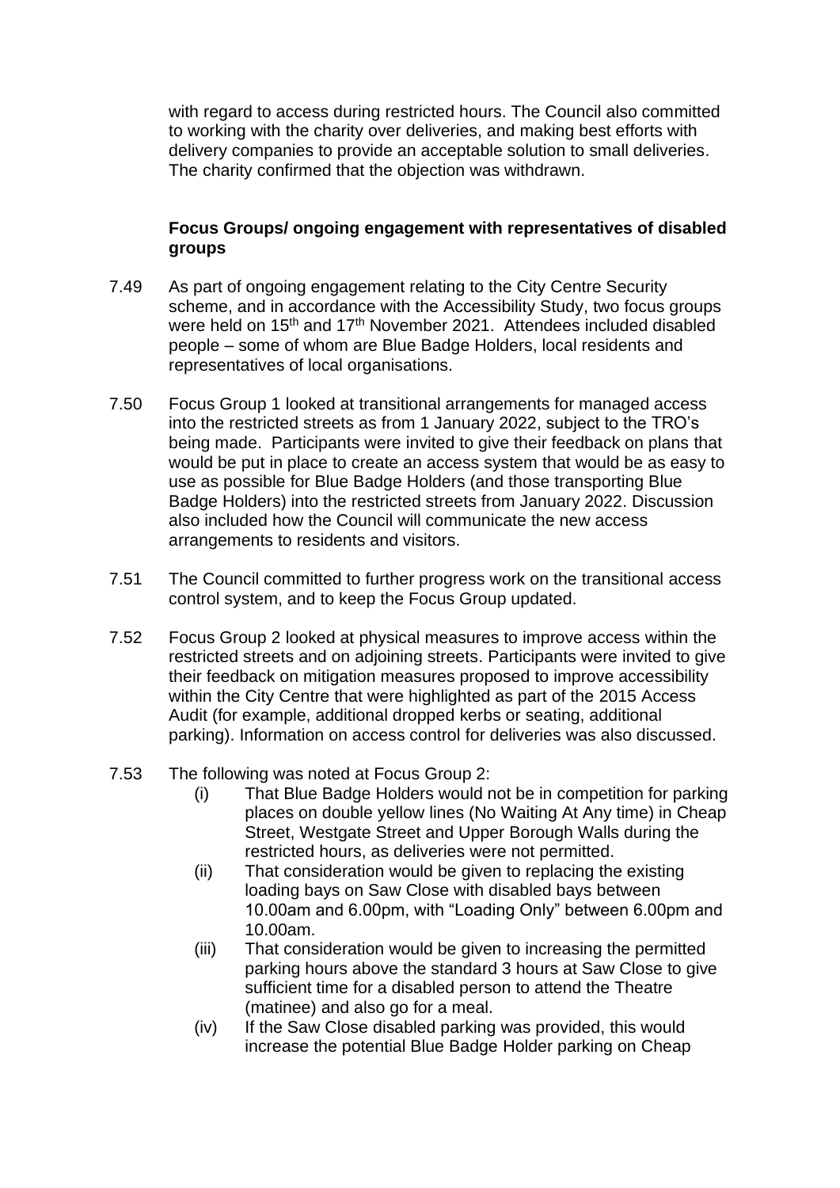with regard to access during restricted hours. The Council also committed to working with the charity over deliveries, and making best efforts with delivery companies to provide an acceptable solution to small deliveries. The charity confirmed that the objection was withdrawn.

**Focus Groups/ ongoing engagement with representatives of disabled groups**

7.49 As part of ongoing engagement relating to the City Centre Security scheme, and in accordance with the Accessibility Study, two focus groups were held on 15th and 17th November 2021. Attendees included disabled people – some of whom are Blue Badge Holders, local residents and representatives of local organisations.

7.50 Focus Group 1 looked at transitional arrangements for managed access into the restricted streets as from 1 January 2022, subject to the TRO's being made. Participants were invited to give their feedback on plans that would be put in place to create an access system that would be as easy to use as possible for Blue Badge Holders (and those transporting Blue Badge Holders) into the restricted streets from January 2022. Discussion also included how the Council will communicate the new access arrangements to residents and visitors.

7.51 The Council committed to further progress work on the transitional access control system, and to keep the Focus Group updated.

7.52 Focus Group 2 looked at physical measures to improve access within the restricted streets and on adjoining streets. Participants were invited to give their feedback on mitigation measures proposed to improve accessibility within the City Centre that were highlighted as part of the 2015 Access Audit (for example, additional dropped kerbs or seating, additional parking). Information on access control for deliveries was also discussed.

7.53 The following was noted at Focus Group 2:

(i) That Blue Badge Holders would not be in competition for parking places on double yellow lines (No Waiting At Any time) in Cheap Street, Westgate Street and Upper Borough Walls during the restricted hours, as deliveries were not permitted.

(ii) That consideration would be given to replacing the existing loading bays on Saw Close with disabled bays between 10.00am and 6.00pm, with "Loading Only" between 6.00pm and 10.00am.

(iii) That consideration would be given to increasing the permitted parking hours above the standard 3 hours at Saw Close to give sufficient time for a disabled person to attend the Theatre (matinee) and also go for a meal.

(iv) If the Saw Close disabled parking was provided, this would increase the potential Blue Badge Holder parking on Cheap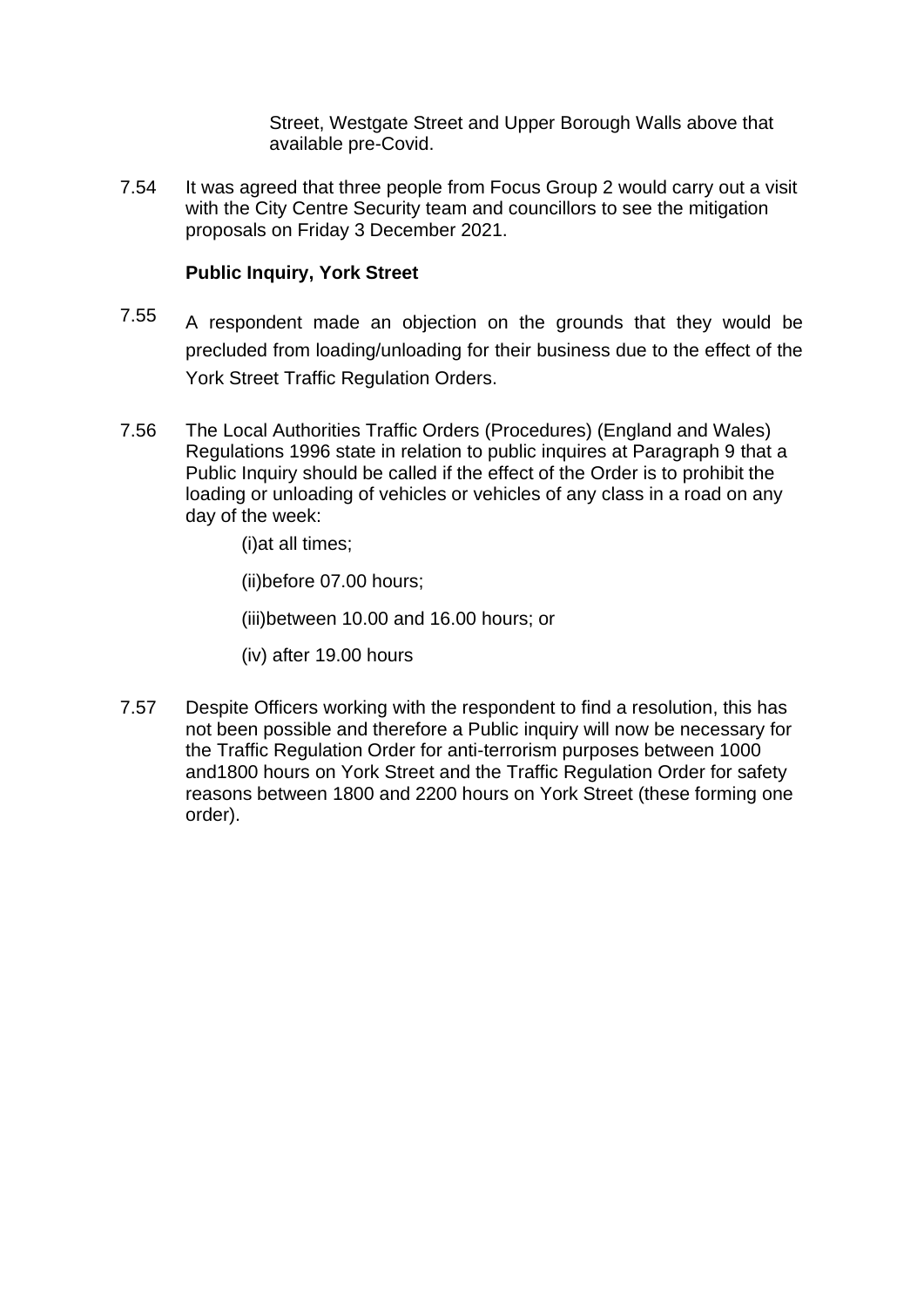Street, Westgate Street and Upper Borough Walls above that available pre-Covid.

7.54 It was agreed that three people from Focus Group 2 would carry out a visit with the City Centre Security team and councillors to see the mitigation proposals on Friday 3 December 2021.

**Public Inquiry, York Street**

7.55 A respondent made an objection on the grounds that they would be precluded from loading/unloading for their business due to the effect of the York Street Traffic Regulation Orders.

7.56 The Local Authorities Traffic Orders (Procedures) (England and Wales) Regulations 1996 state in relation to public inquires at Paragraph 9 that a Public Inquiry should be called if the effect of the Order is to prohibit the loading or unloading of vehicles or vehicles of any class in a road on any day of the week:

(i)at all times;

(ii)before 07.00 hours;

(iii)between 10.00 and 16.00 hours; or

(iv) after 19.00 hours

7.57 Despite Officers working with the respondent to find a resolution, this has not been possible and therefore a Public inquiry will now be necessary for the Traffic Regulation Order for anti-terrorism purposes between 1000 and1800 hours on York Street and the Traffic Regulation Order for safety reasons between 1800 and 2200 hours on York Street (these forming one order).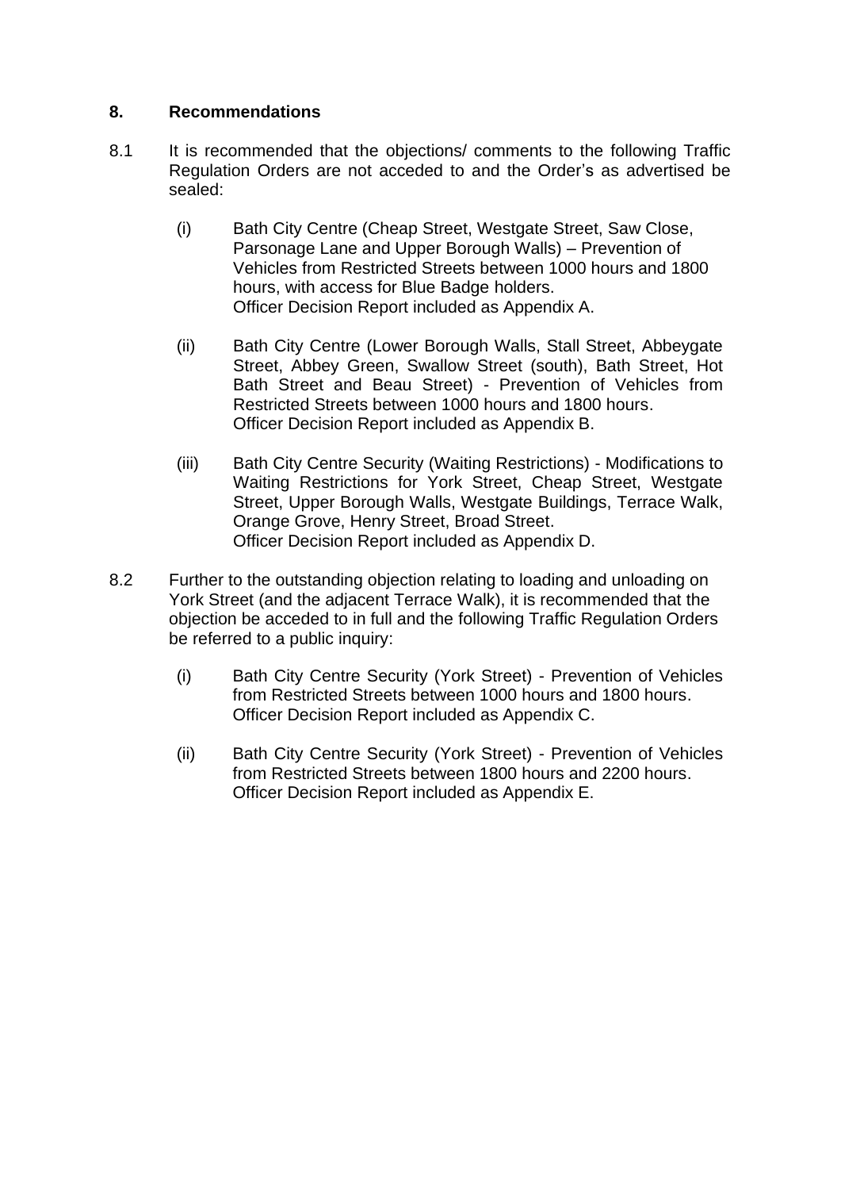## 8. Recommendations

8.1 It is recommended that the objections/ comments to the following Traffic Regulation Orders are not acceded to and the Order's as advertised be sealed:

(i) Bath City Centre (Cheap Street, Westgate Street, Saw Close, Parsonage Lane and Upper Borough Walls) – Prevention of Vehicles from Restricted Streets between 1000 hours and 1800 hours, with access for Blue Badge holders.
Officer Decision Report included as Appendix A.

(ii) Bath City Centre (Lower Borough Walls, Stall Street, Abbeygate Street, Abbey Green, Swallow Street (south), Bath Street, Hot Bath Street and Beau Street) - Prevention of Vehicles from Restricted Streets between 1000 hours and 1800 hours.
Officer Decision Report included as Appendix B.

(iii) Bath City Centre Security (Waiting Restrictions) - Modifications to Waiting Restrictions for York Street, Cheap Street, Westgate Street, Upper Borough Walls, Westgate Buildings, Terrace Walk, Orange Grove, Henry Street, Broad Street.
Officer Decision Report included as Appendix D.

8.2 Further to the outstanding objection relating to loading and unloading on York Street (and the adjacent Terrace Walk), it is recommended that the objection be acceded to in full and the following Traffic Regulation Orders be referred to a public inquiry:

(i) Bath City Centre Security (York Street) - Prevention of Vehicles from Restricted Streets between 1000 hours and 1800 hours.
Officer Decision Report included as Appendix C.

(ii) Bath City Centre Security (York Street) - Prevention of Vehicles from Restricted Streets between 1800 hours and 2200 hours.
Officer Decision Report included as Appendix E.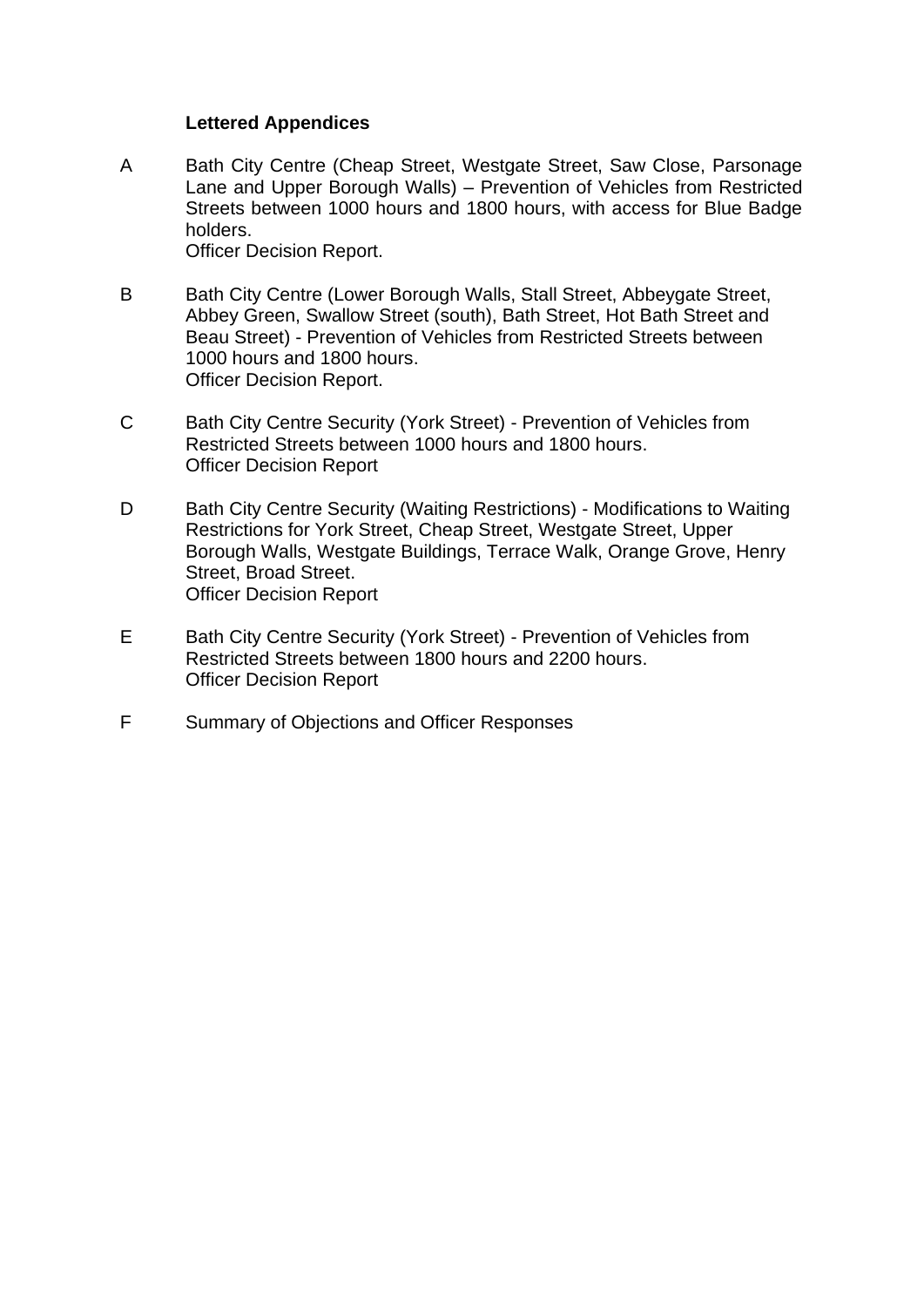**Lettered Appendices**

A Bath City Centre (Cheap Street, Westgate Street, Saw Close, Parsonage Lane and Upper Borough Walls) – Prevention of Vehicles from Restricted Streets between 1000 hours and 1800 hours, with access for Blue Badge holders.
Officer Decision Report.

B Bath City Centre (Lower Borough Walls, Stall Street, Abbeygate Street, Abbey Green, Swallow Street (south), Bath Street, Hot Bath Street and Beau Street) - Prevention of Vehicles from Restricted Streets between 1000 hours and 1800 hours.
Officer Decision Report.

C Bath City Centre Security (York Street) - Prevention of Vehicles from Restricted Streets between 1000 hours and 1800 hours.
Officer Decision Report

D Bath City Centre Security (Waiting Restrictions) - Modifications to Waiting Restrictions for York Street, Cheap Street, Westgate Street, Upper Borough Walls, Westgate Buildings, Terrace Walk, Orange Grove, Henry Street, Broad Street.
Officer Decision Report

E Bath City Centre Security (York Street) - Prevention of Vehicles from Restricted Streets between 1800 hours and 2200 hours.
Officer Decision Report

F Summary of Objections and Officer Responses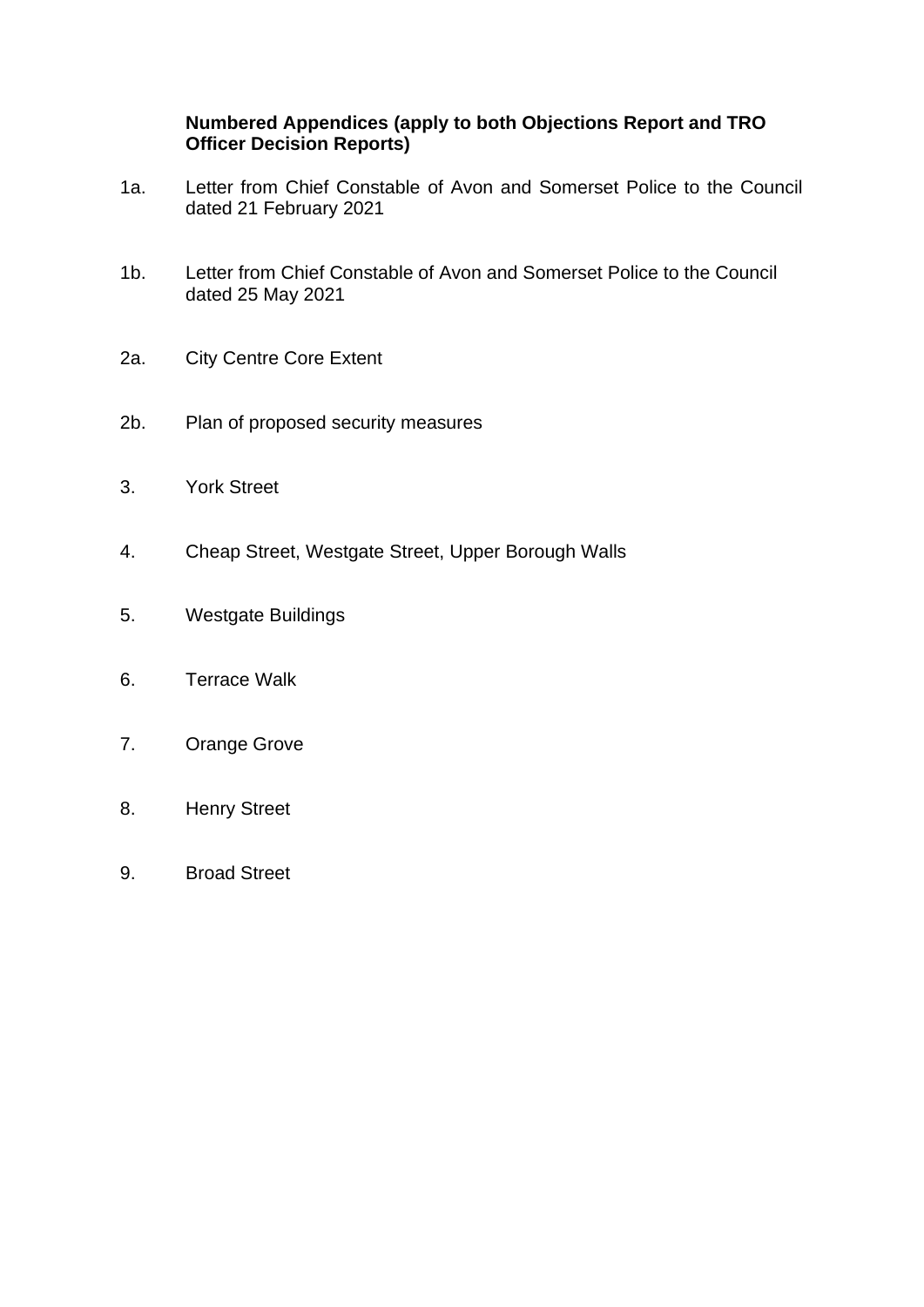**Numbered Appendices (apply to both Objections Report and TRO Officer Decision Reports)**

1a. Letter from Chief Constable of Avon and Somerset Police to the Council dated 21 February 2021

1b. Letter from Chief Constable of Avon and Somerset Police to the Council dated 25 May 2021

2a. City Centre Core Extent

2b. Plan of proposed security measures

3. York Street

4. Cheap Street, Westgate Street, Upper Borough Walls

5. Westgate Buildings

6. Terrace Walk

7. Orange Grove

8. Henry Street

9. Broad Street